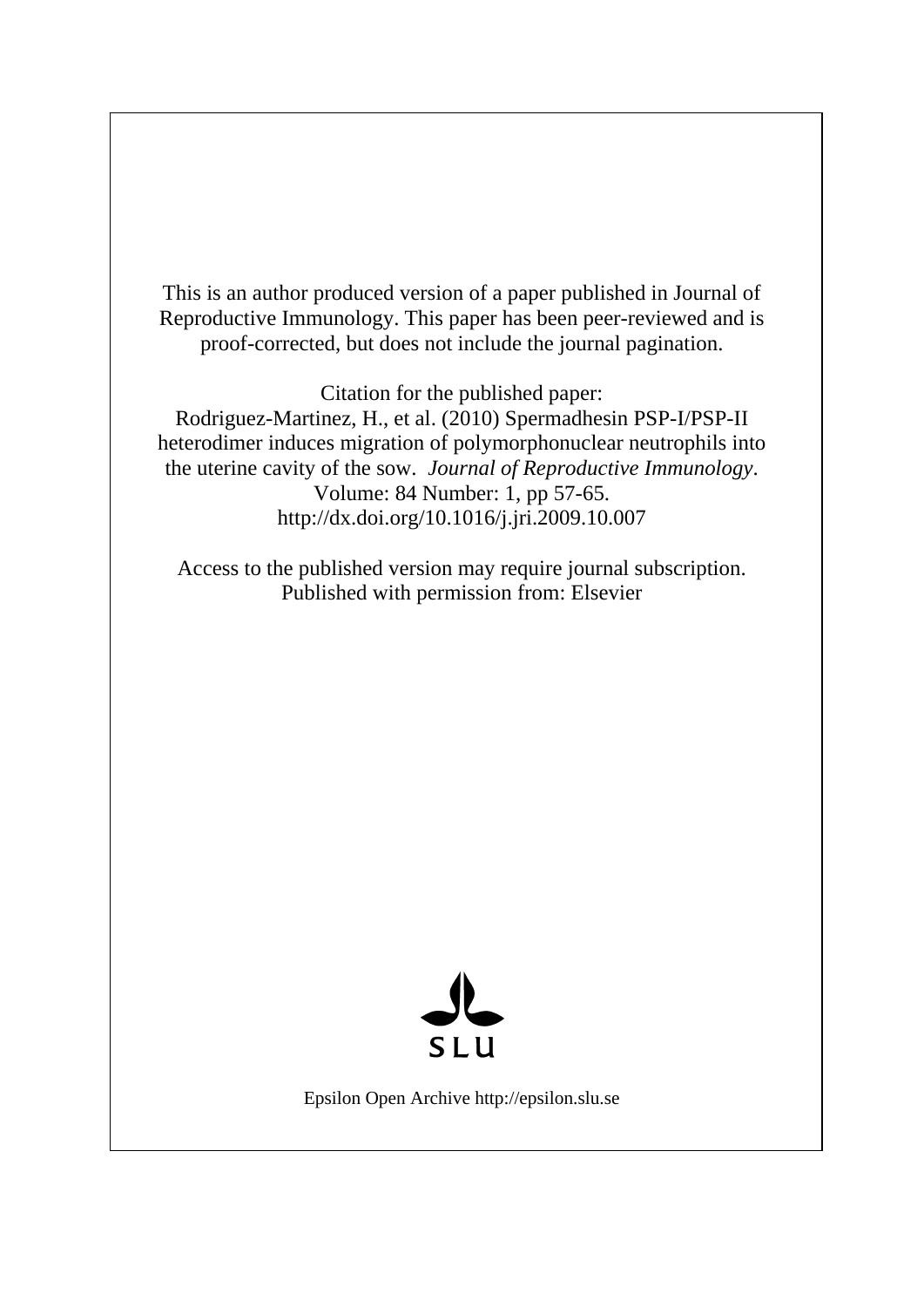This is an author produced version of a paper published in Journal of Reproductive Immunology. This paper has been peer-reviewed and is proof-corrected, but does not include the journal pagination.

Citation for the published paper:
Rodriguez-Martinez, H., et al. (2010) Spermadhesin PSP-I/PSP-II heterodimer induces migration of polymorphonuclear neutrophils into the uterine cavity of the sow. *Journal of Reproductive Immunology*. Volume: 84 Number: 1, pp 57-65.
http://dx.doi.org/10.1016/j.jri.2009.10.007

Access to the published version may require journal subscription.
Published with permission from: Elsevier

SLU

Epsilon Open Archive http://epsilon.slu.se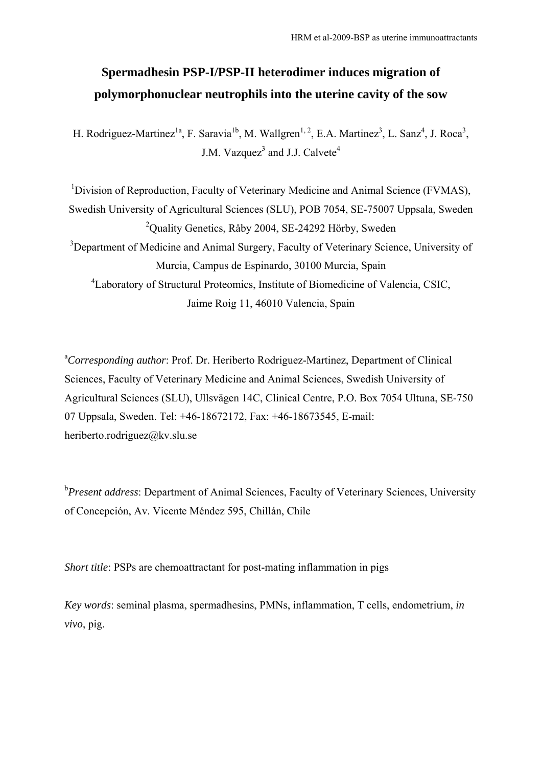# Spermadhesin PSP-I/PSP-II heterodimer induces migration of polymorphonuclear neutrophils into the uterine cavity of the sow

H. Rodriguez-Martinez[1a], F. Saravia[1b], M. Wallgren[1, 2], E.A. Martinez[3], L. Sanz[4], J. Roca[3], J.M. Vazquez[3] and J.J. Calvete[4]

[1]Division of Reproduction, Faculty of Veterinary Medicine and Animal Science (FVMAS), Swedish University of Agricultural Sciences (SLU), POB 7054, SE-75007 Uppsala, Sweden

[2]Quality Genetics, Råby 2004, SE-24292 Hörby, Sweden

[3]Department of Medicine and Animal Surgery, Faculty of Veterinary Science, University of Murcia, Campus de Espinardo, 30100 Murcia, Spain

[4]Laboratory of Structural Proteomics, Institute of Biomedicine of Valencia, CSIC, Jaime Roig 11, 46010 Valencia, Spain

[a]*Corresponding author*: Prof. Dr. Heriberto Rodriguez-Martinez, Department of Clinical Sciences, Faculty of Veterinary Medicine and Animal Sciences, Swedish University of Agricultural Sciences (SLU), Ullsvägen 14C, Clinical Centre, P.O. Box 7054 Ultuna, SE-750 07 Uppsala, Sweden. Tel: +46-18672172, Fax: +46-18673545, E-mail: heriberto.rodriguez@kv.slu.se

[b]*Present address*: Department of Animal Sciences, Faculty of Veterinary Sciences, University of Concepción, Av. Vicente Méndez 595, Chillán, Chile

*Short title*: PSPs are chemoattractant for post-mating inflammation in pigs

*Key words*: seminal plasma, spermadhesins, PMNs, inflammation, T cells, endometrium, *in vivo*, pig.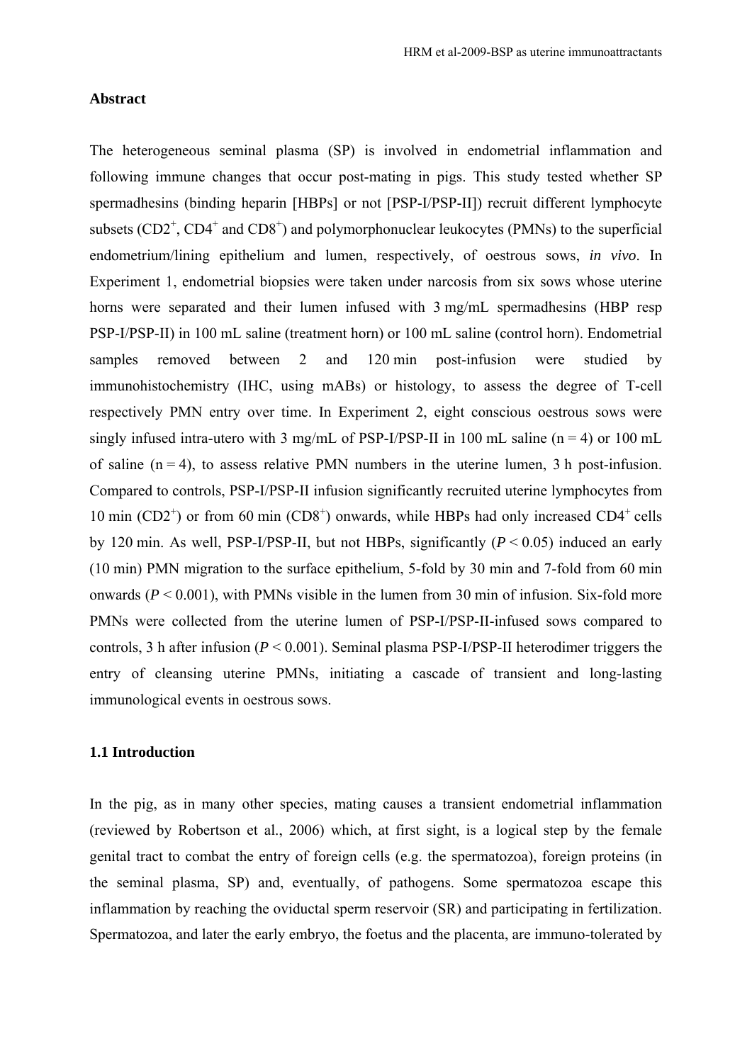## Abstract

The heterogeneous seminal plasma (SP) is involved in endometrial inflammation and following immune changes that occur post-mating in pigs. This study tested whether SP spermadhesins (binding heparin [HBPs] or not [PSP-I/PSP-II]) recruit different lymphocyte subsets ($CD2^+$, $CD4^+$ and $CD8^+$) and polymorphonuclear leukocytes (PMNs) to the superficial endometrium/lining epithelium and lumen, respectively, of oestrous sows, *in vivo*. In Experiment 1, endometrial biopsies were taken under narcosis from six sows whose uterine horns were separated and their lumen infused with 3 mg/mL spermadhesins (HBP resp PSP-I/PSP-II) in 100 mL saline (treatment horn) or 100 mL saline (control horn). Endometrial samples removed between 2 and 120 min post-infusion were studied by immunohistochemistry (IHC, using mABs) or histology, to assess the degree of T-cell respectively PMN entry over time. In Experiment 2, eight conscious oestrous sows were singly infused intra-utero with 3 mg/mL of PSP-I/PSP-II in 100 mL saline (n = 4) or 100 mL of saline (n = 4), to assess relative PMN numbers in the uterine lumen, 3 h post-infusion. Compared to controls, PSP-I/PSP-II infusion significantly recruited uterine lymphocytes from 10 min ($CD2^+$) or from 60 min ($CD8^+$) onwards, while HBPs had only increased $CD4^+$ cells by 120 min. As well, PSP-I/PSP-II, but not HBPs, significantly ($P < 0.05$) induced an early (10 min) PMN migration to the surface epithelium, 5-fold by 30 min and 7-fold from 60 min onwards ($P < 0.001$), with PMNs visible in the lumen from 30 min of infusion. Six-fold more PMNs were collected from the uterine lumen of PSP-I/PSP-II-infused sows compared to controls, 3 h after infusion ($P < 0.001$). Seminal plasma PSP-I/PSP-II heterodimer triggers the entry of cleansing uterine PMNs, initiating a cascade of transient and long-lasting immunological events in oestrous sows.

## 1.1 Introduction

In the pig, as in many other species, mating causes a transient endometrial inflammation (reviewed by Robertson et al., 2006) which, at first sight, is a logical step by the female genital tract to combat the entry of foreign cells (e.g. the spermatozoa), foreign proteins (in the seminal plasma, SP) and, eventually, of pathogens. Some spermatozoa escape this inflammation by reaching the oviductal sperm reservoir (SR) and participating in fertilization. Spermatozoa, and later the early embryo, the foetus and the placenta, are immuno-tolerated by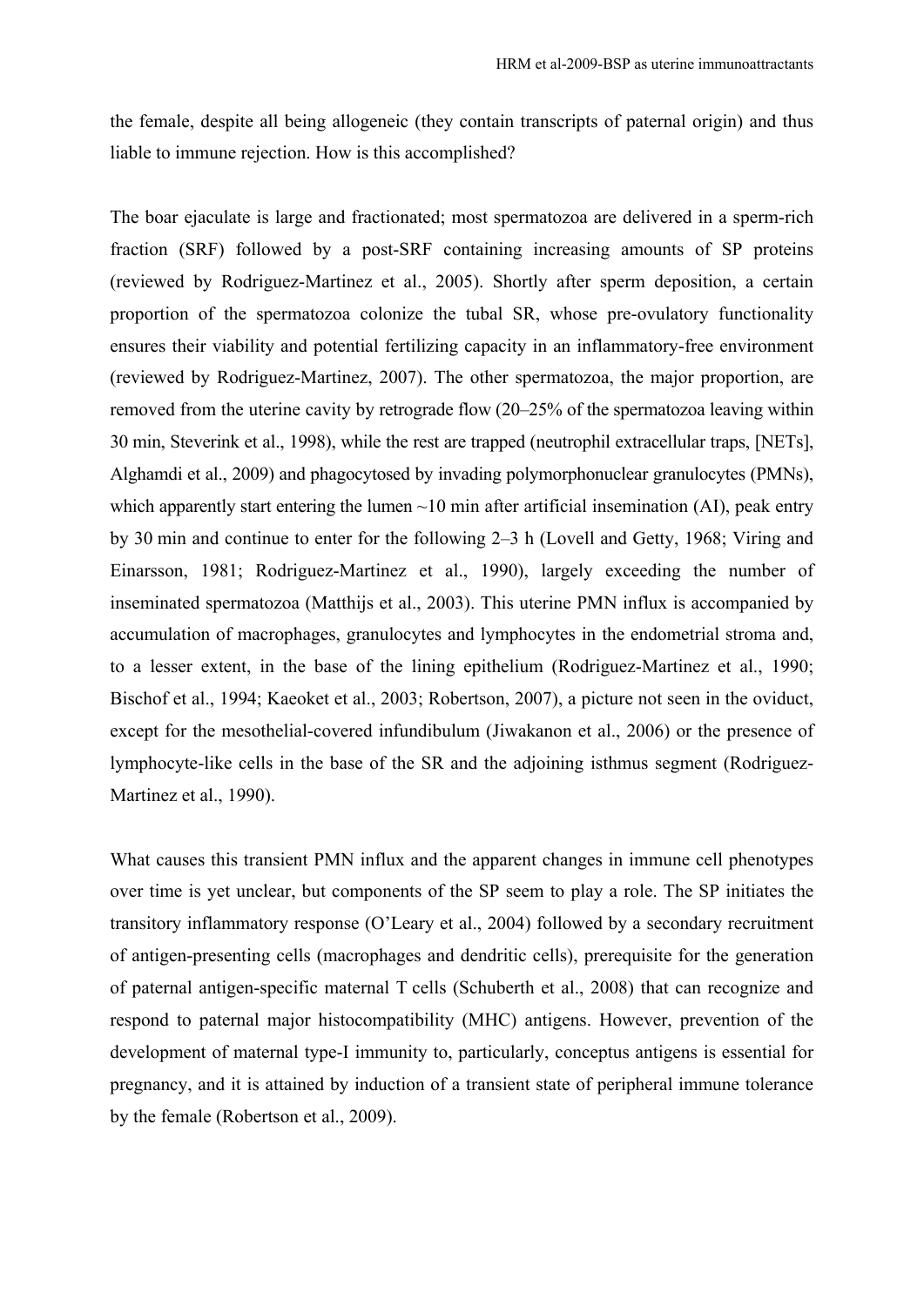the female, despite all being allogeneic (they contain transcripts of paternal origin) and thus liable to immune rejection. How is this accomplished?

The boar ejaculate is large and fractionated; most spermatozoa are delivered in a sperm-rich fraction (SRF) followed by a post-SRF containing increasing amounts of SP proteins (reviewed by Rodriguez-Martinez et al., 2005). Shortly after sperm deposition, a certain proportion of the spermatozoa colonize the tubal SR, whose pre-ovulatory functionality ensures their viability and potential fertilizing capacity in an inflammatory-free environment (reviewed by Rodriguez-Martinez, 2007). The other spermatozoa, the major proportion, are removed from the uterine cavity by retrograde flow (20–25% of the spermatozoa leaving within 30 min, Steverink et al., 1998), while the rest are trapped (neutrophil extracellular traps, [NETs], Alghamdi et al., 2009) and phagocytosed by invading polymorphonuclear granulocytes (PMNs), which apparently start entering the lumen ~10 min after artificial insemination (AI), peak entry by 30 min and continue to enter for the following 2–3 h (Lovell and Getty, 1968; Viring and Einarsson, 1981; Rodriguez-Martinez et al., 1990), largely exceeding the number of inseminated spermatozoa (Matthijs et al., 2003). This uterine PMN influx is accompanied by accumulation of macrophages, granulocytes and lymphocytes in the endometrial stroma and, to a lesser extent, in the base of the lining epithelium (Rodriguez-Martinez et al., 1990; Bischof et al., 1994; Kaeoket et al., 2003; Robertson, 2007), a picture not seen in the oviduct, except for the mesothelial-covered infundibulum (Jiwakanon et al., 2006) or the presence of lymphocyte-like cells in the base of the SR and the adjoining isthmus segment (Rodriguez-Martinez et al., 1990).

What causes this transient PMN influx and the apparent changes in immune cell phenotypes over time is yet unclear, but components of the SP seem to play a role. The SP initiates the transitory inflammatory response (O'Leary et al., 2004) followed by a secondary recruitment of antigen-presenting cells (macrophages and dendritic cells), prerequisite for the generation of paternal antigen-specific maternal T cells (Schuberth et al., 2008) that can recognize and respond to paternal major histocompatibility (MHC) antigens. However, prevention of the development of maternal type-I immunity to, particularly, conceptus antigens is essential for pregnancy, and it is attained by induction of a transient state of peripheral immune tolerance by the female (Robertson et al., 2009).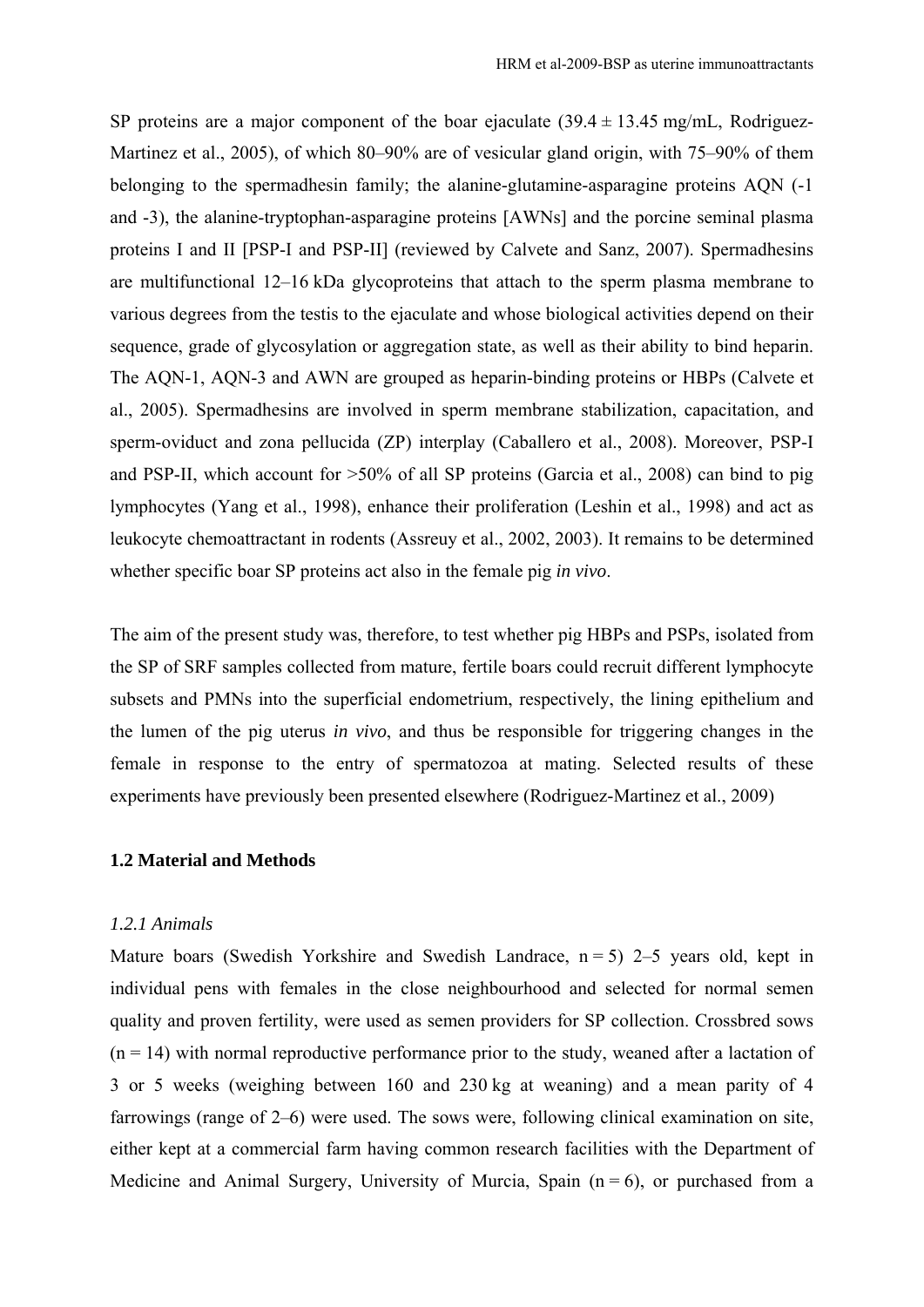SP proteins are a major component of the boar ejaculate (39.4 ± 13.45 mg/mL, Rodriguez-Martinez et al., 2005), of which 80–90% are of vesicular gland origin, with 75–90% of them belonging to the spermadhesin family; the alanine-glutamine-asparagine proteins AQN (-1 and -3), the alanine-tryptophan-asparagine proteins [AWNs] and the porcine seminal plasma proteins I and II [PSP-I and PSP-II] (reviewed by Calvete and Sanz, 2007). Spermadhesins are multifunctional 12–16 kDa glycoproteins that attach to the sperm plasma membrane to various degrees from the testis to the ejaculate and whose biological activities depend on their sequence, grade of glycosylation or aggregation state, as well as their ability to bind heparin. The AQN-1, AQN-3 and AWN are grouped as heparin-binding proteins or HBPs (Calvete et al., 2005). Spermadhesins are involved in sperm membrane stabilization, capacitation, and sperm-oviduct and zona pellucida (ZP) interplay (Caballero et al., 2008). Moreover, PSP-I and PSP-II, which account for >50% of all SP proteins (Garcia et al., 2008) can bind to pig lymphocytes (Yang et al., 1998), enhance their proliferation (Leshin et al., 1998) and act as leukocyte chemoattractant in rodents (Assreuy et al., 2002, 2003). It remains to be determined whether specific boar SP proteins act also in the female pig *in vivo*.

The aim of the present study was, therefore, to test whether pig HBPs and PSPs, isolated from the SP of SRF samples collected from mature, fertile boars could recruit different lymphocyte subsets and PMNs into the superficial endometrium, respectively, the lining epithelium and the lumen of the pig uterus *in vivo*, and thus be responsible for triggering changes in the female in response to the entry of spermatozoa at mating. Selected results of these experiments have previously been presented elsewhere (Rodriguez-Martinez et al., 2009)

## 1.2 Material and Methods

### *1.2.1 Animals*

Mature boars (Swedish Yorkshire and Swedish Landrace, n = 5) 2–5 years old, kept in individual pens with females in the close neighbourhood and selected for normal semen quality and proven fertility, were used as semen providers for SP collection. Crossbred sows (n = 14) with normal reproductive performance prior to the study, weaned after a lactation of 3 or 5 weeks (weighing between 160 and 230 kg at weaning) and a mean parity of 4 farrowings (range of 2–6) were used. The sows were, following clinical examination on site, either kept at a commercial farm having common research facilities with the Department of Medicine and Animal Surgery, University of Murcia, Spain (n = 6), or purchased from a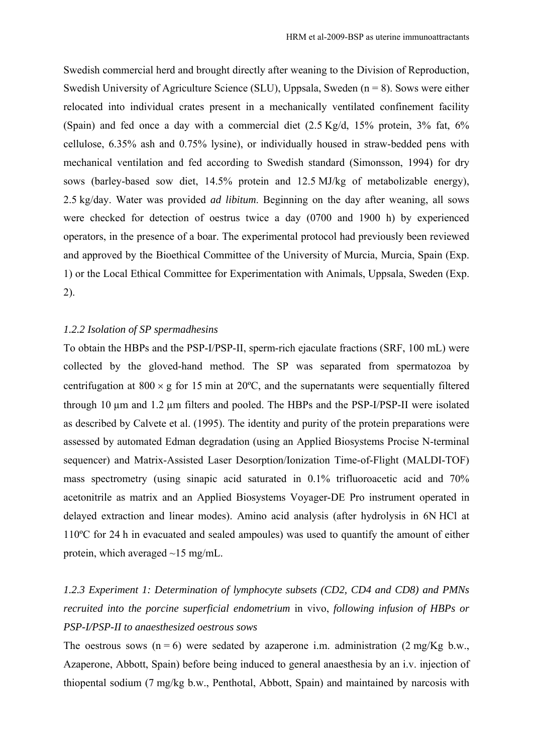Swedish commercial herd and brought directly after weaning to the Division of Reproduction, Swedish University of Agriculture Science (SLU), Uppsala, Sweden (n = 8). Sows were either relocated into individual crates present in a mechanically ventilated confinement facility (Spain) and fed once a day with a commercial diet (2.5 Kg/d, 15% protein, 3% fat, 6% cellulose, 6.35% ash and 0.75% lysine), or individually housed in straw-bedded pens with mechanical ventilation and fed according to Swedish standard (Simonsson, 1994) for dry sows (barley-based sow diet, 14.5% protein and 12.5 MJ/kg of metabolizable energy), 2.5 kg/day. Water was provided *ad libitum*. Beginning on the day after weaning, all sows were checked for detection of oestrus twice a day (0700 and 1900 h) by experienced operators, in the presence of a boar. The experimental protocol had previously been reviewed and approved by the Bioethical Committee of the University of Murcia, Murcia, Spain (Exp. 1) or the Local Ethical Committee for Experimentation with Animals, Uppsala, Sweden (Exp. 2).

### *1.2.2 Isolation of SP spermadhesins*

To obtain the HBPs and the PSP-I/PSP-II, sperm-rich ejaculate fractions (SRF, 100 mL) were collected by the gloved-hand method. The SP was separated from spermatozoa by centrifugation at $800 \times g$ for 15 min at 20ºC, and the supernatants were sequentially filtered through 10 μm and 1.2 μm filters and pooled. The HBPs and the PSP-I/PSP-II were isolated as described by Calvete et al. (1995). The identity and purity of the protein preparations were assessed by automated Edman degradation (using an Applied Biosystems Procise N-terminal sequencer) and Matrix-Assisted Laser Desorption/Ionization Time-of-Flight (MALDI-TOF) mass spectrometry (using sinapic acid saturated in 0.1% trifluoroacetic acid and 70% acetonitrile as matrix and an Applied Biosystems Voyager-DE Pro instrument operated in delayed extraction and linear modes). Amino acid analysis (after hydrolysis in 6N HCl at 110ºC for 24 h in evacuated and sealed ampoules) was used to quantify the amount of either protein, which averaged ~15 mg/mL.

### *1.2.3 Experiment 1: Determination of lymphocyte subsets (CD2, CD4 and CD8) and PMNs recruited into the porcine superficial endometrium* in vivo, *following infusion of HBPs or PSP-I/PSP-II to anaesthesized oestrous sows*

The oestrous sows (n = 6) were sedated by azaperone i.m. administration (2 mg/Kg b.w., Azaperone, Abbott, Spain) before being induced to general anaesthesia by an i.v. injection of thiopental sodium (7 mg/kg b.w., Penthotal, Abbott, Spain) and maintained by narcosis with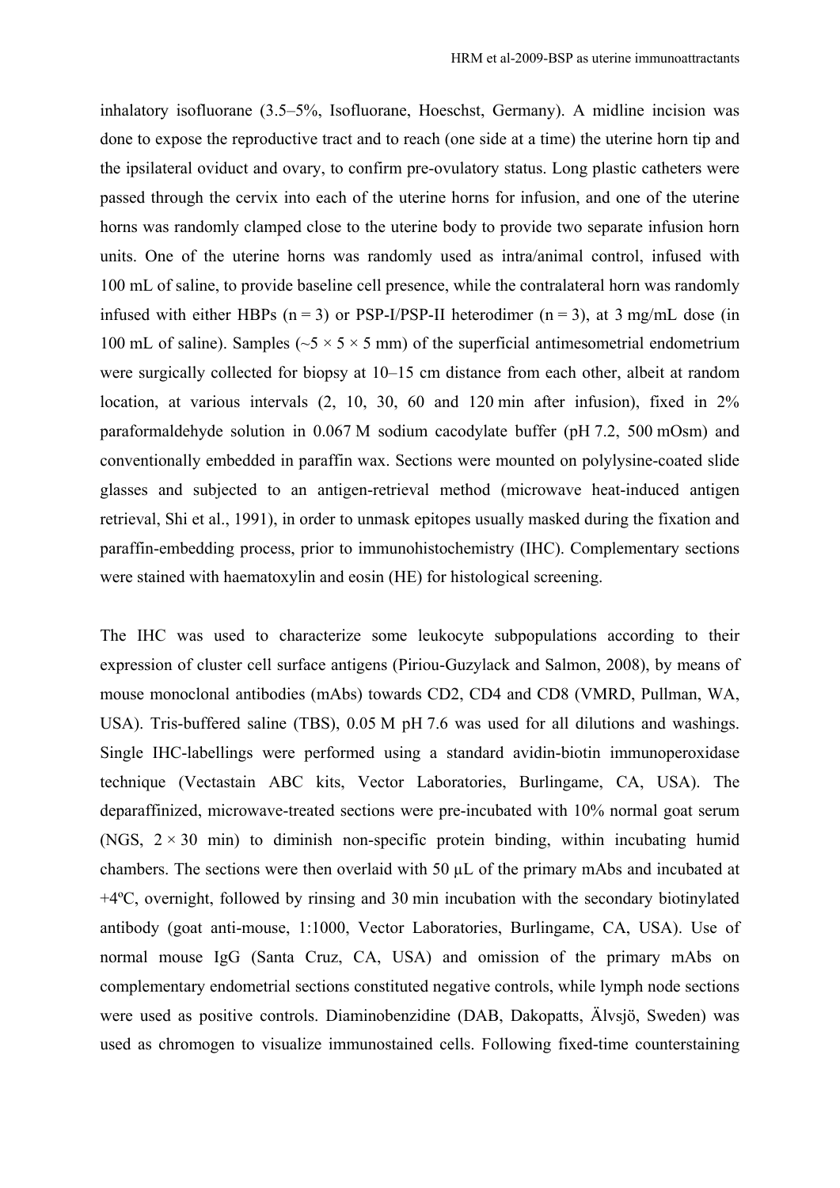inhalatory isofluorane (3.5–5%, Isofluorane, Hoeschst, Germany). A midline incision was done to expose the reproductive tract and to reach (one side at a time) the uterine horn tip and the ipsilateral oviduct and ovary, to confirm pre-ovulatory status. Long plastic catheters were passed through the cervix into each of the uterine horns for infusion, and one of the uterine horns was randomly clamped close to the uterine body to provide two separate infusion horn units. One of the uterine horns was randomly used as intra/animal control, infused with 100 mL of saline, to provide baseline cell presence, while the contralateral horn was randomly infused with either HBPs (n = 3) or PSP-I/PSP-II heterodimer (n = 3), at 3 mg/mL dose (in 100 mL of saline). Samples (~5 × 5 × 5 mm) of the superficial antimesometrial endometrium were surgically collected for biopsy at 10–15 cm distance from each other, albeit at random location, at various intervals (2, 10, 30, 60 and 120 min after infusion), fixed in 2% paraformaldehyde solution in 0.067 M sodium cacodylate buffer (pH 7.2, 500 mOsm) and conventionally embedded in paraffin wax. Sections were mounted on polylysine-coated slide glasses and subjected to an antigen-retrieval method (microwave heat-induced antigen retrieval, Shi et al., 1991), in order to unmask epitopes usually masked during the fixation and paraffin-embedding process, prior to immunohistochemistry (IHC). Complementary sections were stained with haematoxylin and eosin (HE) for histological screening.

The IHC was used to characterize some leukocyte subpopulations according to their expression of cluster cell surface antigens (Piriou-Guzylack and Salmon, 2008), by means of mouse monoclonal antibodies (mAbs) towards CD2, CD4 and CD8 (VMRD, Pullman, WA, USA). Tris-buffered saline (TBS), 0.05 M pH 7.6 was used for all dilutions and washings. Single IHC-labellings were performed using a standard avidin-biotin immunoperoxidase technique (Vectastain ABC kits, Vector Laboratories, Burlingame, CA, USA). The deparaffinized, microwave-treated sections were pre-incubated with 10% normal goat serum (NGS, 2 × 30 min) to diminish non-specific protein binding, within incubating humid chambers. The sections were then overlaid with 50 µL of the primary mAbs and incubated at +4ºC, overnight, followed by rinsing and 30 min incubation with the secondary biotinylated antibody (goat anti-mouse, 1:1000, Vector Laboratories, Burlingame, CA, USA). Use of normal mouse IgG (Santa Cruz, CA, USA) and omission of the primary mAbs on complementary endometrial sections constituted negative controls, while lymph node sections were used as positive controls. Diaminobenzidine (DAB, Dakopatts, Älvsjö, Sweden) was used as chromogen to visualize immunostained cells. Following fixed-time counterstaining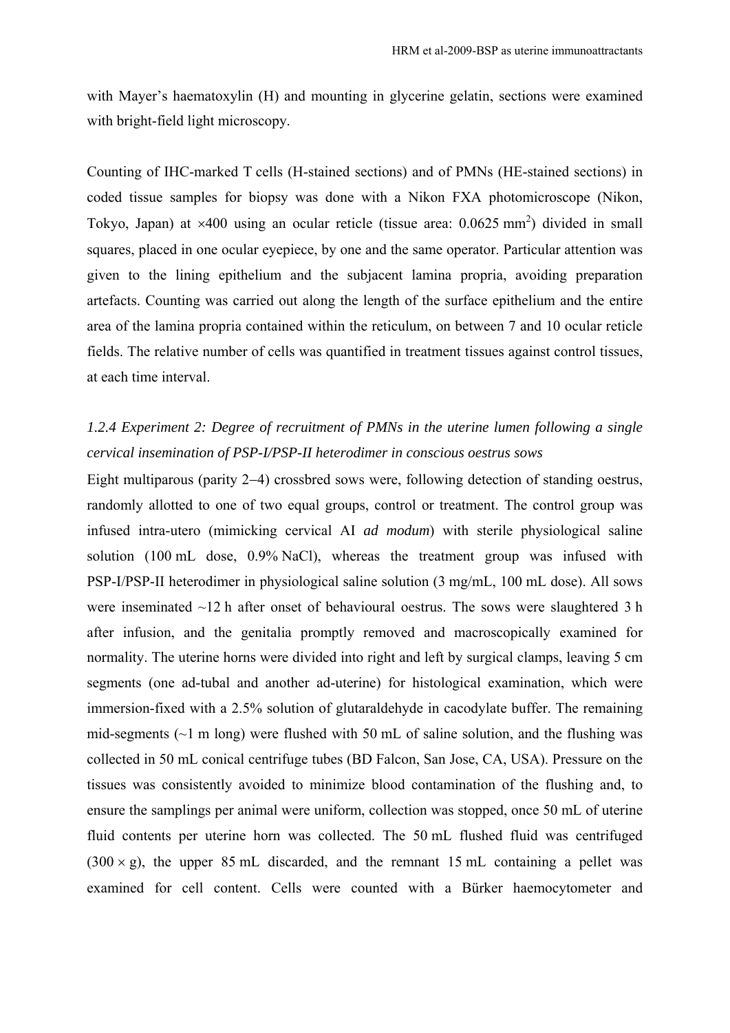with Mayer's haematoxylin (H) and mounting in glycerine gelatin, sections were examined with bright-field light microscopy.

Counting of IHC-marked T cells (H-stained sections) and of PMNs (HE-stained sections) in coded tissue samples for biopsy was done with a Nikon FXA photomicroscope (Nikon, Tokyo, Japan) at ×400 using an ocular reticle (tissue area: 0.0625 $mm^2$) divided in small squares, placed in one ocular eyepiece, by one and the same operator. Particular attention was given to the lining epithelium and the subjacent lamina propria, avoiding preparation artefacts. Counting was carried out along the length of the surface epithelium and the entire area of the lamina propria contained within the reticulum, on between 7 and 10 ocular reticle fields. The relative number of cells was quantified in treatment tissues against control tissues, at each time interval.

### *1.2.4 Experiment 2: Degree of recruitment of PMNs in the uterine lumen following a single cervical insemination of PSP-I/PSP-II heterodimer in conscious oestrus sows*

Eight multiparous (parity 2–4) crossbred sows were, following detection of standing oestrus, randomly allotted to one of two equal groups, control or treatment. The control group was infused intra-utero (mimicking cervical AI *ad modum*) with sterile physiological saline solution (100 mL dose, 0.9% NaCl), whereas the treatment group was infused with PSP-I/PSP-II heterodimer in physiological saline solution (3 mg/mL, 100 mL dose). All sows were inseminated ~12 h after onset of behavioural oestrus. The sows were slaughtered 3 h after infusion, and the genitalia promptly removed and macroscopically examined for normality. The uterine horns were divided into right and left by surgical clamps, leaving 5 cm segments (one ad-tubal and another ad-uterine) for histological examination, which were immersion-fixed with a 2.5% solution of glutaraldehyde in cacodylate buffer. The remaining mid-segments (~1 m long) were flushed with 50 mL of saline solution, and the flushing was collected in 50 mL conical centrifuge tubes (BD Falcon, San Jose, CA, USA). Pressure on the tissues was consistently avoided to minimize blood contamination of the flushing and, to ensure the samplings per animal were uniform, collection was stopped, once 50 mL of uterine fluid contents per uterine horn was collected. The 50 mL flushed fluid was centrifuged (300 × g), the upper 85 mL discarded, and the remnant 15 mL containing a pellet was examined for cell content. Cells were counted with a Bürker haemocytometer and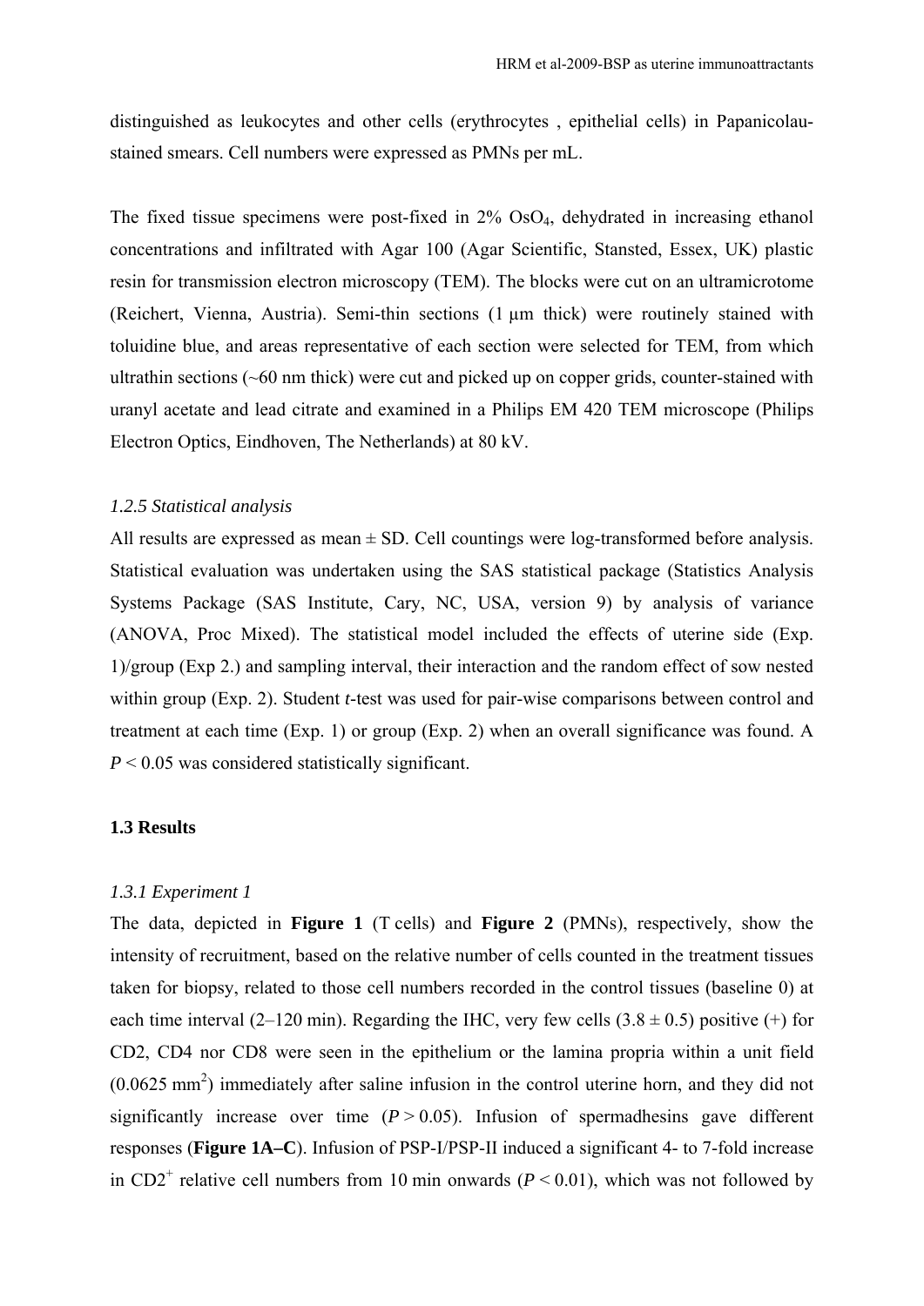distinguished as leukocytes and other cells (erythrocytes , epithelial cells) in Papanicolau-stained smears. Cell numbers were expressed as PMNs per mL.

The fixed tissue specimens were post-fixed in 2% $OsO_4$, dehydrated in increasing ethanol concentrations and infiltrated with Agar 100 (Agar Scientific, Stansted, Essex, UK) plastic resin for transmission electron microscopy (TEM). The blocks were cut on an ultramicrotome (Reichert, Vienna, Austria). Semi-thin sections (1 µm thick) were routinely stained with toluidine blue, and areas representative of each section were selected for TEM, from which ultrathin sections (~60 nm thick) were cut and picked up on copper grids, counter-stained with uranyl acetate and lead citrate and examined in a Philips EM 420 TEM microscope (Philips Electron Optics, Eindhoven, The Netherlands) at 80 kV.

### *1.2.5 Statistical analysis*

All results are expressed as mean ± SD. Cell countings were log-transformed before analysis. Statistical evaluation was undertaken using the SAS statistical package (Statistics Analysis Systems Package (SAS Institute, Cary, NC, USA, version 9) by analysis of variance (ANOVA, Proc Mixed). The statistical model included the effects of uterine side (Exp. 1)/group (Exp 2.) and sampling interval, their interaction and the random effect of sow nested within group (Exp. 2). Student *t*-test was used for pair-wise comparisons between control and treatment at each time (Exp. 1) or group (Exp. 2) when an overall significance was found. A $P < 0.05$ was considered statistically significant.

## 1.3 Results

### *1.3.1 Experiment 1*

The data, depicted in **Figure 1** (T cells) and **Figure 2** (PMNs), respectively, show the intensity of recruitment, based on the relative number of cells counted in the treatment tissues taken for biopsy, related to those cell numbers recorded in the control tissues (baseline 0) at each time interval (2–120 min). Regarding the IHC, very few cells (3.8 ± 0.5) positive (+) for CD2, CD4 nor CD8 were seen in the epithelium or the lamina propria within a unit field (0.0625 $mm^2$) immediately after saline infusion in the control uterine horn, and they did not significantly increase over time ($P > 0.05$). Infusion of spermadhesins gave different responses (**Figure 1A–C**). Infusion of PSP-I/PSP-II induced a significant 4- to 7-fold increase in $CD2^+$ relative cell numbers from 10 min onwards ($P < 0.01$), which was not followed by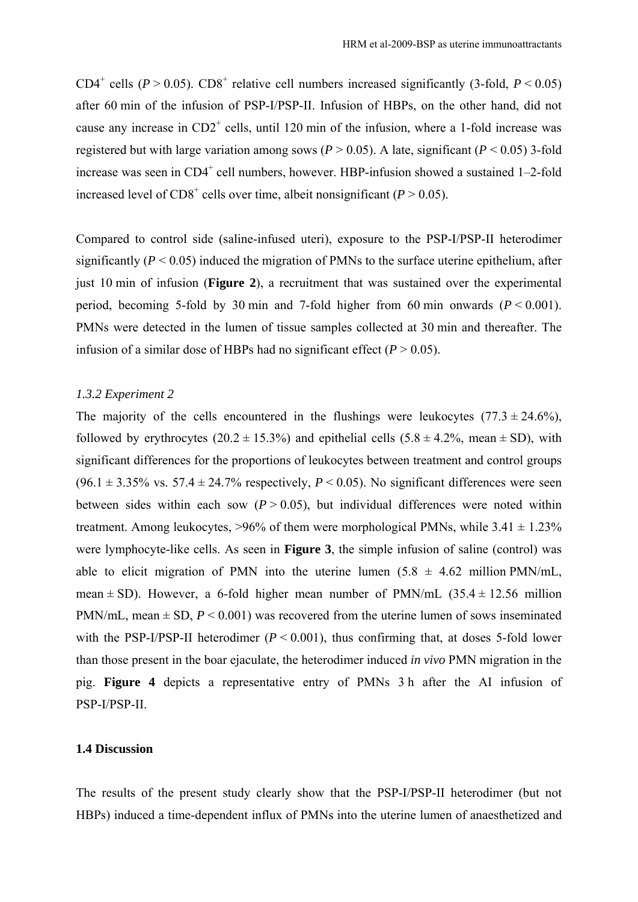$CD4^+$ cells ($P > 0.05$). $CD8^+$ relative cell numbers increased significantly (3-fold, $P < 0.05$) after 60 min of the infusion of PSP-I/PSP-II. Infusion of HBPs, on the other hand, did not cause any increase in $CD2^+$ cells, until 120 min of the infusion, where a 1-fold increase was registered but with large variation among sows ($P > 0.05$). A late, significant ($P < 0.05$) 3-fold increase was seen in $CD4^+$ cell numbers, however. HBP-infusion showed a sustained 1–2-fold increased level of $CD8^+$ cells over time, albeit nonsignificant ($P > 0.05$).

Compared to control side (saline-infused uteri), exposure to the PSP-I/PSP-II heterodimer significantly ($P < 0.05$) induced the migration of PMNs to the surface uterine epithelium, after just 10 min of infusion (**Figure 2**), a recruitment that was sustained over the experimental period, becoming 5-fold by 30 min and 7-fold higher from 60 min onwards ($P < 0.001$). PMNs were detected in the lumen of tissue samples collected at 30 min and thereafter. The infusion of a similar dose of HBPs had no significant effect ($P > 0.05$).

### *1.3.2 Experiment 2*

The majority of the cells encountered in the flushings were leukocytes ($77.3 \pm 24.6\%$), followed by erythrocytes ($20.2 \pm 15.3\%$) and epithelial cells ($5.8 \pm 4.2\%$, mean ± SD), with significant differences for the proportions of leukocytes between treatment and control groups ($96.1 \pm 3.35\%$ vs. $57.4 \pm 24.7\%$ respectively, $P < 0.05$). No significant differences were seen between sides within each sow ($P > 0.05$), but individual differences were noted within treatment. Among leukocytes, >96% of them were morphological PMNs, while $3.41 \pm 1.23\%$ were lymphocyte-like cells. As seen in **Figure 3**, the simple infusion of saline (control) was able to elicit migration of PMN into the uterine lumen ($5.8 \pm 4.62$ million PMN/mL, mean ± SD). However, a 6-fold higher mean number of PMN/mL ($35.4 \pm 12.56$ million PMN/mL, mean ± SD, $P < 0.001$) was recovered from the uterine lumen of sows inseminated with the PSP-I/PSP-II heterodimer ($P < 0.001$), thus confirming that, at doses 5-fold lower than those present in the boar ejaculate, the heterodimer induced *in vivo* PMN migration in the pig. **Figure 4** depicts a representative entry of PMNs 3 h after the AI infusion of PSP-I/PSP-II.

## 1.4 Discussion

The results of the present study clearly show that the PSP-I/PSP-II heterodimer (but not HBPs) induced a time-dependent influx of PMNs into the uterine lumen of anaesthetized and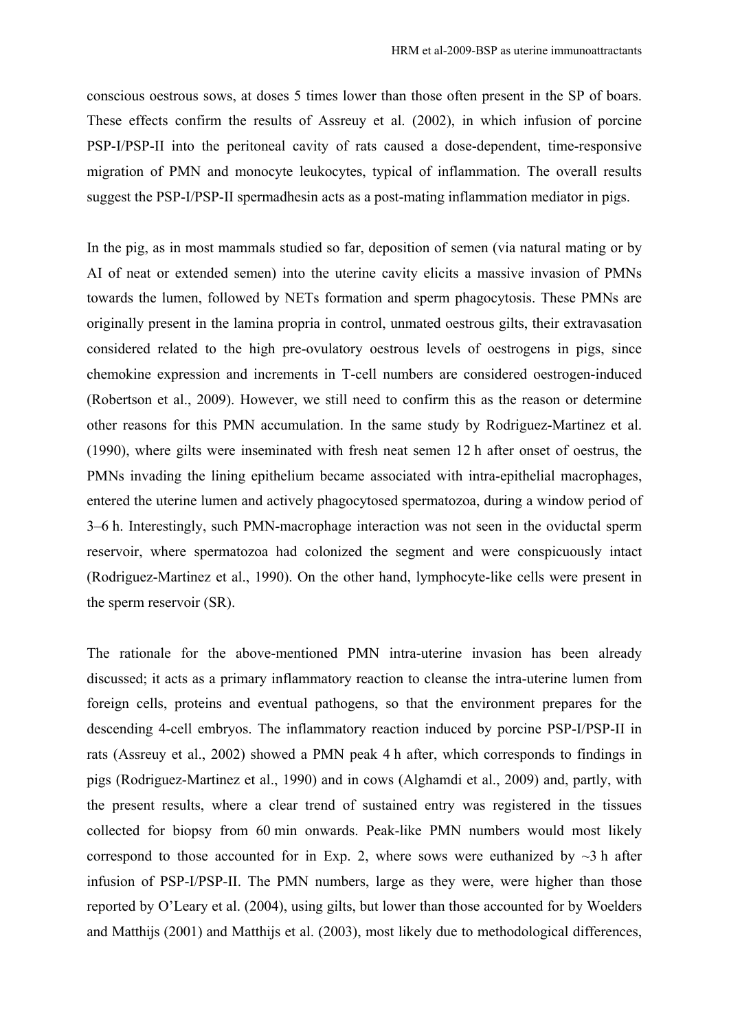conscious oestrous sows, at doses 5 times lower than those often present in the SP of boars. These effects confirm the results of Assreuy et al. (2002), in which infusion of porcine PSP-I/PSP-II into the peritoneal cavity of rats caused a dose-dependent, time-responsive migration of PMN and monocyte leukocytes, typical of inflammation. The overall results suggest the PSP-I/PSP-II spermadhesin acts as a post-mating inflammation mediator in pigs.

In the pig, as in most mammals studied so far, deposition of semen (via natural mating or by AI of neat or extended semen) into the uterine cavity elicits a massive invasion of PMNs towards the lumen, followed by NETs formation and sperm phagocytosis. These PMNs are originally present in the lamina propria in control, unmated oestrous gilts, their extravasation considered related to the high pre-ovulatory oestrous levels of oestrogens in pigs, since chemokine expression and increments in T-cell numbers are considered oestrogen-induced (Robertson et al., 2009). However, we still need to confirm this as the reason or determine other reasons for this PMN accumulation. In the same study by Rodriguez-Martinez et al. (1990), where gilts were inseminated with fresh neat semen 12 h after onset of oestrus, the PMNs invading the lining epithelium became associated with intra-epithelial macrophages, entered the uterine lumen and actively phagocytosed spermatozoa, during a window period of 3–6 h. Interestingly, such PMN-macrophage interaction was not seen in the oviductal sperm reservoir, where spermatozoa had colonized the segment and were conspicuously intact (Rodriguez-Martinez et al., 1990). On the other hand, lymphocyte-like cells were present in the sperm reservoir (SR).

The rationale for the above-mentioned PMN intra-uterine invasion has been already discussed; it acts as a primary inflammatory reaction to cleanse the intra-uterine lumen from foreign cells, proteins and eventual pathogens, so that the environment prepares for the descending 4-cell embryos. The inflammatory reaction induced by porcine PSP-I/PSP-II in rats (Assreuy et al., 2002) showed a PMN peak 4 h after, which corresponds to findings in pigs (Rodriguez-Martinez et al., 1990) and in cows (Alghamdi et al., 2009) and, partly, with the present results, where a clear trend of sustained entry was registered in the tissues collected for biopsy from 60 min onwards. Peak-like PMN numbers would most likely correspond to those accounted for in Exp. 2, where sows were euthanized by ~3 h after infusion of PSP-I/PSP-II. The PMN numbers, large as they were, were higher than those reported by O'Leary et al. (2004), using gilts, but lower than those accounted for by Woelders and Matthijs (2001) and Matthijs et al. (2003), most likely due to methodological differences,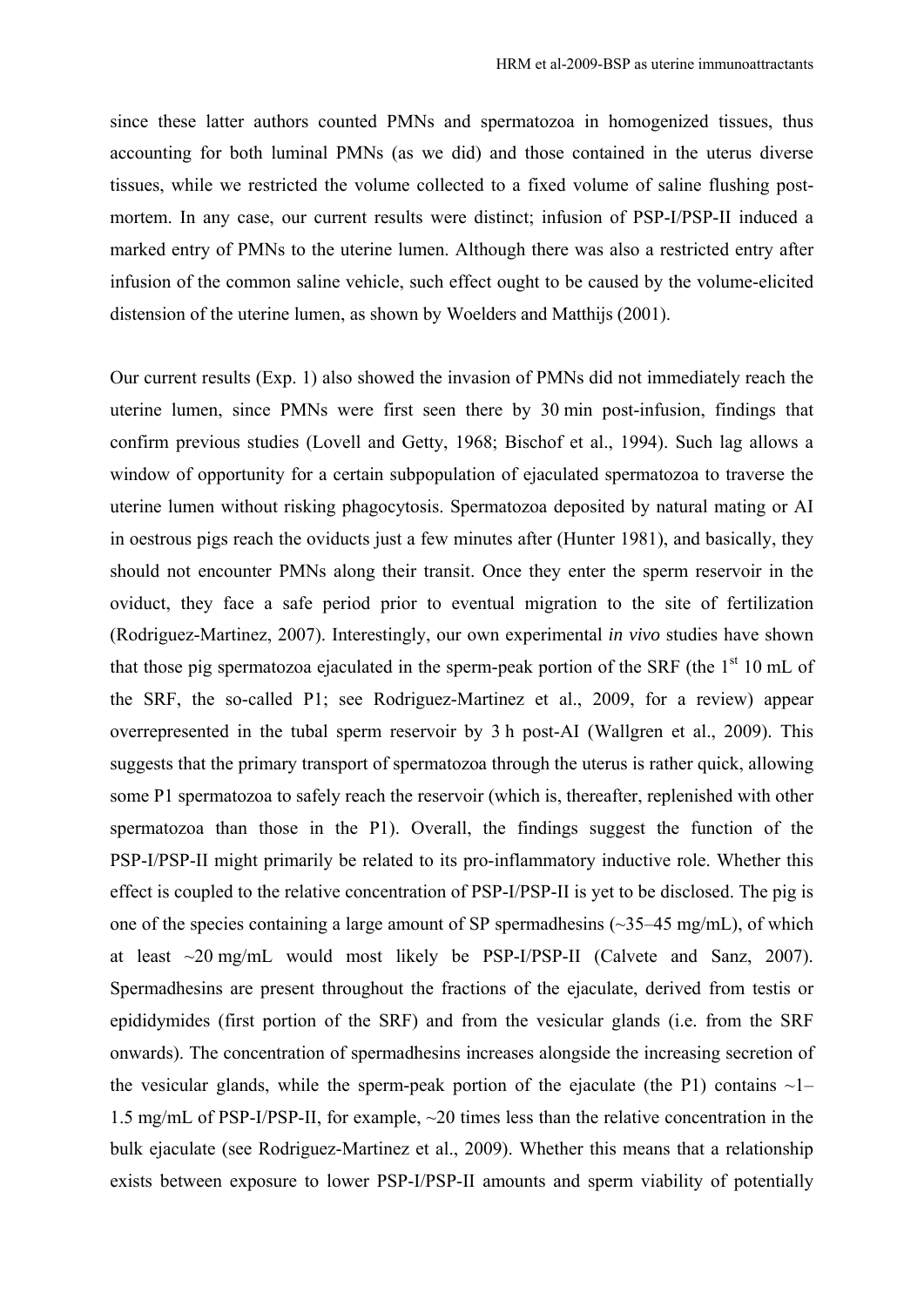since these latter authors counted PMNs and spermatozoa in homogenized tissues, thus accounting for both luminal PMNs (as we did) and those contained in the uterus diverse tissues, while we restricted the volume collected to a fixed volume of saline flushing post-mortem. In any case, our current results were distinct; infusion of PSP-I/PSP-II induced a marked entry of PMNs to the uterine lumen. Although there was also a restricted entry after infusion of the common saline vehicle, such effect ought to be caused by the volume-elicited distension of the uterine lumen, as shown by Woelders and Matthijs (2001).

Our current results (Exp. 1) also showed the invasion of PMNs did not immediately reach the uterine lumen, since PMNs were first seen there by 30 min post-infusion, findings that confirm previous studies (Lovell and Getty, 1968; Bischof et al., 1994). Such lag allows a window of opportunity for a certain subpopulation of ejaculated spermatozoa to traverse the uterine lumen without risking phagocytosis. Spermatozoa deposited by natural mating or AI in oestrous pigs reach the oviducts just a few minutes after (Hunter 1981), and basically, they should not encounter PMNs along their transit. Once they enter the sperm reservoir in the oviduct, they face a safe period prior to eventual migration to the site of fertilization (Rodriguez-Martinez, 2007). Interestingly, our own experimental *in vivo* studies have shown that those pig spermatozoa ejaculated in the sperm-peak portion of the SRF (the 1st 10 mL of the SRF, the so-called P1; see Rodriguez-Martinez et al., 2009, for a review) appear overrepresented in the tubal sperm reservoir by 3 h post-AI (Wallgren et al., 2009). This suggests that the primary transport of spermatozoa through the uterus is rather quick, allowing some P1 spermatozoa to safely reach the reservoir (which is, thereafter, replenished with other spermatozoa than those in the P1). Overall, the findings suggest the function of the PSP-I/PSP-II might primarily be related to its pro-inflammatory inductive role. Whether this effect is coupled to the relative concentration of PSP-I/PSP-II is yet to be disclosed. The pig is one of the species containing a large amount of SP spermadhesins (~35–45 mg/mL), of which at least ~20 mg/mL would most likely be PSP-I/PSP-II (Calvete and Sanz, 2007). Spermadhesins are present throughout the fractions of the ejaculate, derived from testis or epididymides (first portion of the SRF) and from the vesicular glands (i.e. from the SRF onwards). The concentration of spermadhesins increases alongside the increasing secretion of the vesicular glands, while the sperm-peak portion of the ejaculate (the P1) contains ~1–1.5 mg/mL of PSP-I/PSP-II, for example, ~20 times less than the relative concentration in the bulk ejaculate (see Rodriguez-Martinez et al., 2009). Whether this means that a relationship exists between exposure to lower PSP-I/PSP-II amounts and sperm viability of potentially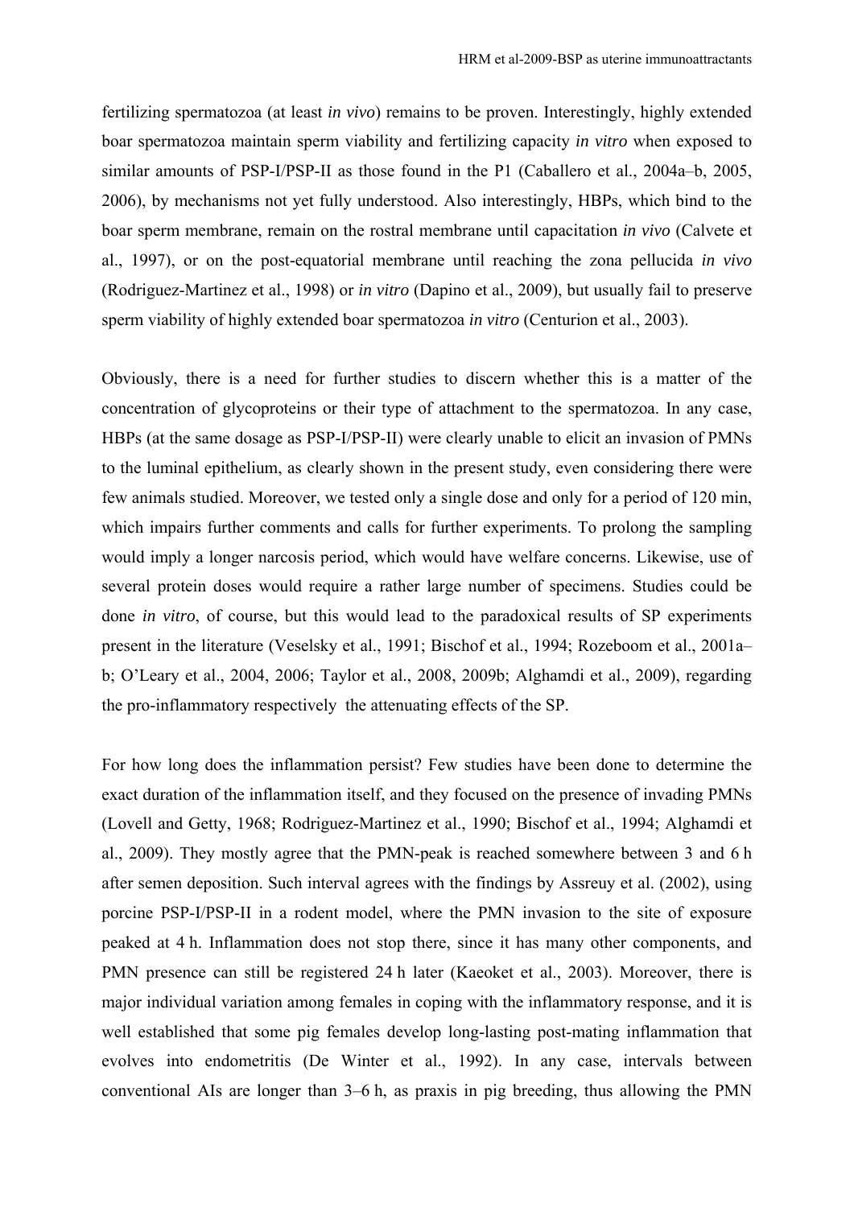fertilizing spermatozoa (at least *in vivo*) remains to be proven. Interestingly, highly extended boar spermatozoa maintain sperm viability and fertilizing capacity *in vitro* when exposed to similar amounts of PSP-I/PSP-II as those found in the P1 (Caballero et al., 2004a–b, 2005, 2006), by mechanisms not yet fully understood. Also interestingly, HBPs, which bind to the boar sperm membrane, remain on the rostral membrane until capacitation *in vivo* (Calvete et al., 1997), or on the post-equatorial membrane until reaching the zona pellucida *in vivo* (Rodriguez-Martinez et al., 1998) or *in vitro* (Dapino et al., 2009), but usually fail to preserve sperm viability of highly extended boar spermatozoa *in vitro* (Centurion et al., 2003).

Obviously, there is a need for further studies to discern whether this is a matter of the concentration of glycoproteins or their type of attachment to the spermatozoa. In any case, HBPs (at the same dosage as PSP-I/PSP-II) were clearly unable to elicit an invasion of PMNs to the luminal epithelium, as clearly shown in the present study, even considering there were few animals studied. Moreover, we tested only a single dose and only for a period of 120 min, which impairs further comments and calls for further experiments. To prolong the sampling would imply a longer narcosis period, which would have welfare concerns. Likewise, use of several protein doses would require a rather large number of specimens. Studies could be done *in vitro*, of course, but this would lead to the paradoxical results of SP experiments present in the literature (Veselsky et al., 1991; Bischof et al., 1994; Rozeboom et al., 2001a–b; O'Leary et al., 2004, 2006; Taylor et al., 2008, 2009b; Alghamdi et al., 2009), regarding the pro-inflammatory respectively the attenuating effects of the SP.

For how long does the inflammation persist? Few studies have been done to determine the exact duration of the inflammation itself, and they focused on the presence of invading PMNs (Lovell and Getty, 1968; Rodriguez-Martinez et al., 1990; Bischof et al., 1994; Alghamdi et al., 2009). They mostly agree that the PMN-peak is reached somewhere between 3 and 6 h after semen deposition. Such interval agrees with the findings by Assreuy et al. (2002), using porcine PSP-I/PSP-II in a rodent model, where the PMN invasion to the site of exposure peaked at 4 h. Inflammation does not stop there, since it has many other components, and PMN presence can still be registered 24 h later (Kaeoket et al., 2003). Moreover, there is major individual variation among females in coping with the inflammatory response, and it is well established that some pig females develop long-lasting post-mating inflammation that evolves into endometritis (De Winter et al., 1992). In any case, intervals between conventional AIs are longer than 3–6 h, as praxis in pig breeding, thus allowing the PMN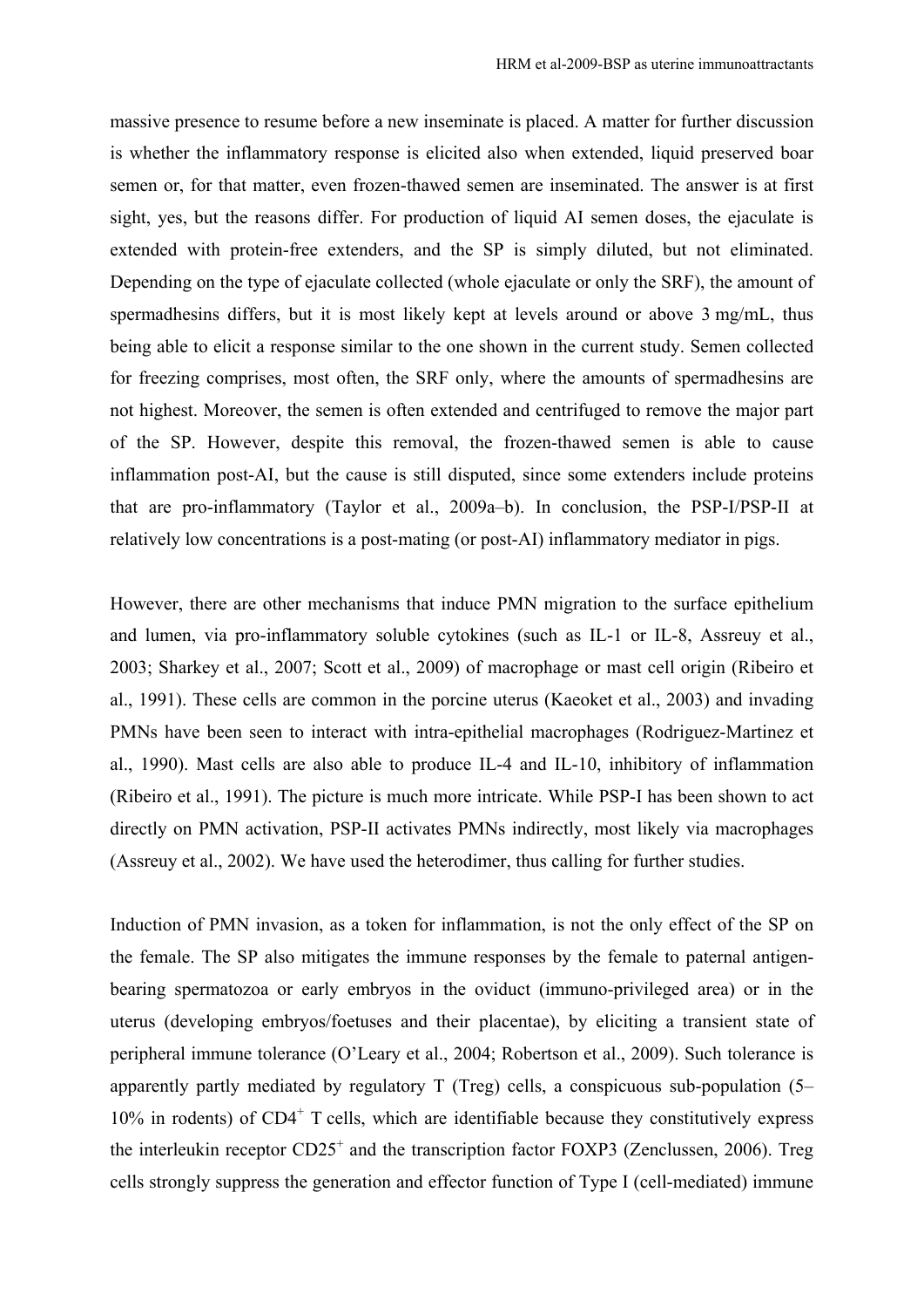massive presence to resume before a new inseminate is placed. A matter for further discussion is whether the inflammatory response is elicited also when extended, liquid preserved boar semen or, for that matter, even frozen-thawed semen are inseminated. The answer is at first sight, yes, but the reasons differ. For production of liquid AI semen doses, the ejaculate is extended with protein-free extenders, and the SP is simply diluted, but not eliminated. Depending on the type of ejaculate collected (whole ejaculate or only the SRF), the amount of spermadhesins differs, but it is most likely kept at levels around or above 3 mg/mL, thus being able to elicit a response similar to the one shown in the current study. Semen collected for freezing comprises, most often, the SRF only, where the amounts of spermadhesins are not highest. Moreover, the semen is often extended and centrifuged to remove the major part of the SP. However, despite this removal, the frozen-thawed semen is able to cause inflammation post-AI, but the cause is still disputed, since some extenders include proteins that are pro-inflammatory (Taylor et al., 2009a–b). In conclusion, the PSP-I/PSP-II at relatively low concentrations is a post-mating (or post-AI) inflammatory mediator in pigs.

However, there are other mechanisms that induce PMN migration to the surface epithelium and lumen, via pro-inflammatory soluble cytokines (such as IL-1 or IL-8, Assreuy et al., 2003; Sharkey et al., 2007; Scott et al., 2009) of macrophage or mast cell origin (Ribeiro et al., 1991). These cells are common in the porcine uterus (Kaeoket et al., 2003) and invading PMNs have been seen to interact with intra-epithelial macrophages (Rodriguez-Martinez et al., 1990). Mast cells are also able to produce IL-4 and IL-10, inhibitory of inflammation (Ribeiro et al., 1991). The picture is much more intricate. While PSP-I has been shown to act directly on PMN activation, PSP-II activates PMNs indirectly, most likely via macrophages (Assreuy et al., 2002). We have used the heterodimer, thus calling for further studies.

Induction of PMN invasion, as a token for inflammation, is not the only effect of the SP on the female. The SP also mitigates the immune responses by the female to paternal antigen-bearing spermatozoa or early embryos in the oviduct (immuno-privileged area) or in the uterus (developing embryos/foetuses and their placentae), by eliciting a transient state of peripheral immune tolerance (O'Leary et al., 2004; Robertson et al., 2009). Such tolerance is apparently partly mediated by regulatory T (Treg) cells, a conspicuous sub-population (5–10% in rodents) of $CD4^+$ T cells, which are identifiable because they constitutively express the interleukin receptor $CD25^+$ and the transcription factor FOXP3 (Zenclussen, 2006). Treg cells strongly suppress the generation and effector function of Type I (cell-mediated) immune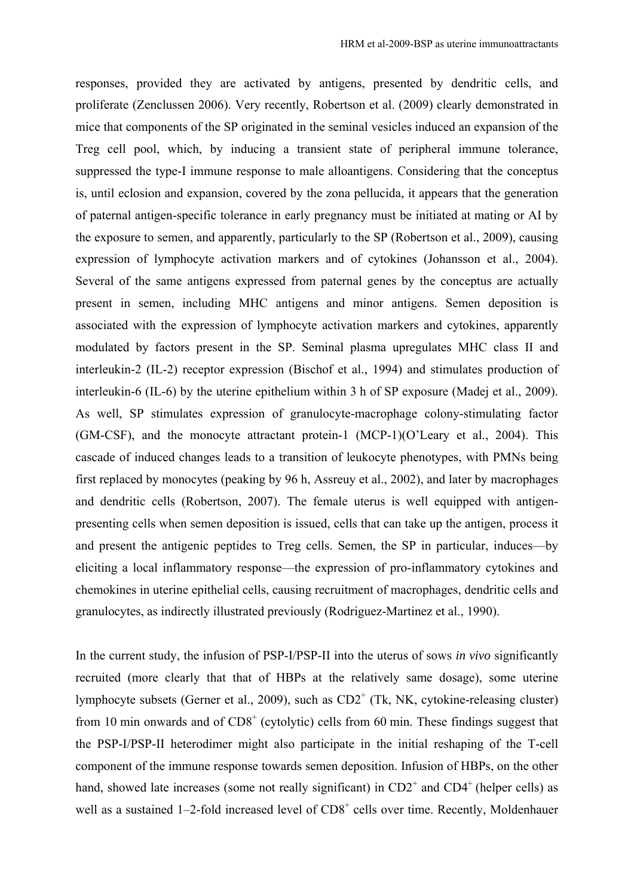responses, provided they are activated by antigens, presented by dendritic cells, and proliferate (Zenclussen 2006). Very recently, Robertson et al. (2009) clearly demonstrated in mice that components of the SP originated in the seminal vesicles induced an expansion of the Treg cell pool, which, by inducing a transient state of peripheral immune tolerance, suppressed the type-I immune response to male alloantigens. Considering that the conceptus is, until eclosion and expansion, covered by the zona pellucida, it appears that the generation of paternal antigen-specific tolerance in early pregnancy must be initiated at mating or AI by the exposure to semen, and apparently, particularly to the SP (Robertson et al., 2009), causing expression of lymphocyte activation markers and of cytokines (Johansson et al., 2004). Several of the same antigens expressed from paternal genes by the conceptus are actually present in semen, including MHC antigens and minor antigens. Semen deposition is associated with the expression of lymphocyte activation markers and cytokines, apparently modulated by factors present in the SP. Seminal plasma upregulates MHC class II and interleukin-2 (IL-2) receptor expression (Bischof et al., 1994) and stimulates production of interleukin-6 (IL-6) by the uterine epithelium within 3 h of SP exposure (Madej et al., 2009). As well, SP stimulates expression of granulocyte-macrophage colony-stimulating factor (GM-CSF), and the monocyte attractant protein-1 (MCP-1)(O'Leary et al., 2004). This cascade of induced changes leads to a transition of leukocyte phenotypes, with PMNs being first replaced by monocytes (peaking by 96 h, Assreuy et al., 2002), and later by macrophages and dendritic cells (Robertson, 2007). The female uterus is well equipped with antigen-presenting cells when semen deposition is issued, cells that can take up the antigen, process it and present the antigenic peptides to Treg cells. Semen, the SP in particular, induces—by eliciting a local inflammatory response—the expression of pro-inflammatory cytokines and chemokines in uterine epithelial cells, causing recruitment of macrophages, dendritic cells and granulocytes, as indirectly illustrated previously (Rodriguez-Martinez et al., 1990).

In the current study, the infusion of PSP-I/PSP-II into the uterus of sows *in vivo* significantly recruited (more clearly that that of HBPs at the relatively same dosage), some uterine lymphocyte subsets (Gerner et al., 2009), such as $CD2^+$ (Tk, NK, cytokine-releasing cluster) from 10 min onwards and of $CD8^+$ (cytolytic) cells from 60 min. These findings suggest that the PSP-I/PSP-II heterodimer might also participate in the initial reshaping of the T-cell component of the immune response towards semen deposition. Infusion of HBPs, on the other hand, showed late increases (some not really significant) in $CD2^+$ and $CD4^+$ (helper cells) as well as a sustained 1–2-fold increased level of $CD8^+$ cells over time. Recently, Moldenhauer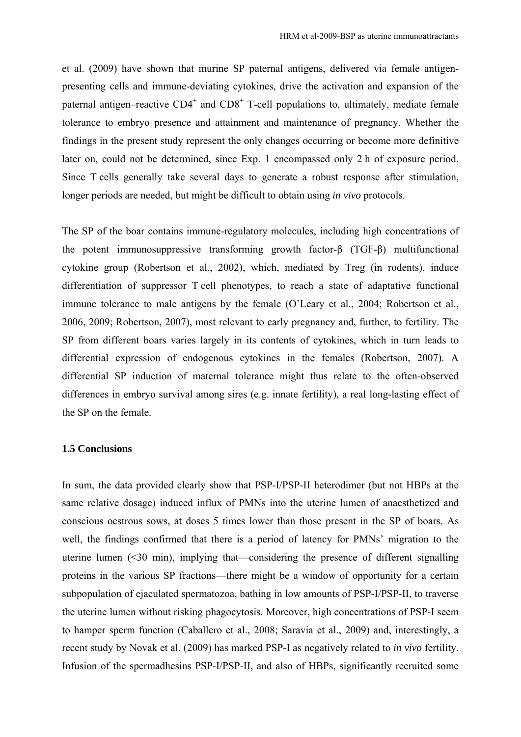et al. (2009) have shown that murine SP paternal antigens, delivered via female antigen-presenting cells and immune-deviating cytokines, drive the activation and expansion of the paternal antigen–reactive $CD4^+$ and $CD8^+$ T-cell populations to, ultimately, mediate female tolerance to embryo presence and attainment and maintenance of pregnancy. Whether the findings in the present study represent the only changes occurring or become more definitive later on, could not be determined, since Exp. 1 encompassed only 2 h of exposure period. Since T cells generally take several days to generate a robust response after stimulation, longer periods are needed, but might be difficult to obtain using *in vivo* protocols.

The SP of the boar contains immune-regulatory molecules, including high concentrations of the potent immunosuppressive transforming growth factor-β (TGF-β) multifunctional cytokine group (Robertson et al., 2002), which, mediated by Treg (in rodents), induce differentiation of suppressor T cell phenotypes, to reach a state of adaptative functional immune tolerance to male antigens by the female (O'Leary et al., 2004; Robertson et al., 2006, 2009; Robertson, 2007), most relevant to early pregnancy and, further, to fertility. The SP from different boars varies largely in its contents of cytokines, which in turn leads to differential expression of endogenous cytokines in the females (Robertson, 2007). A differential SP induction of maternal tolerance might thus relate to the often-observed differences in embryo survival among sires (e.g. innate fertility), a real long-lasting effect of the SP on the female.

### 1.5 Conclusions

In sum, the data provided clearly show that PSP-I/PSP-II heterodimer (but not HBPs at the same relative dosage) induced influx of PMNs into the uterine lumen of anaesthetized and conscious oestrous sows, at doses 5 times lower than those present in the SP of boars. As well, the findings confirmed that there is a period of latency for PMNs' migration to the uterine lumen (<30 min), implying that—considering the presence of different signalling proteins in the various SP fractions—there might be a window of opportunity for a certain subpopulation of ejaculated spermatozoa, bathing in low amounts of PSP-I/PSP-II, to traverse the uterine lumen without risking phagocytosis. Moreover, high concentrations of PSP-I seem to hamper sperm function (Caballero et al., 2008; Saravia et al., 2009) and, interestingly, a recent study by Novak et al. (2009) has marked PSP-I as negatively related to *in vivo* fertility. Infusion of the spermadhesins PSP-I/PSP-II, and also of HBPs, significantly recruited some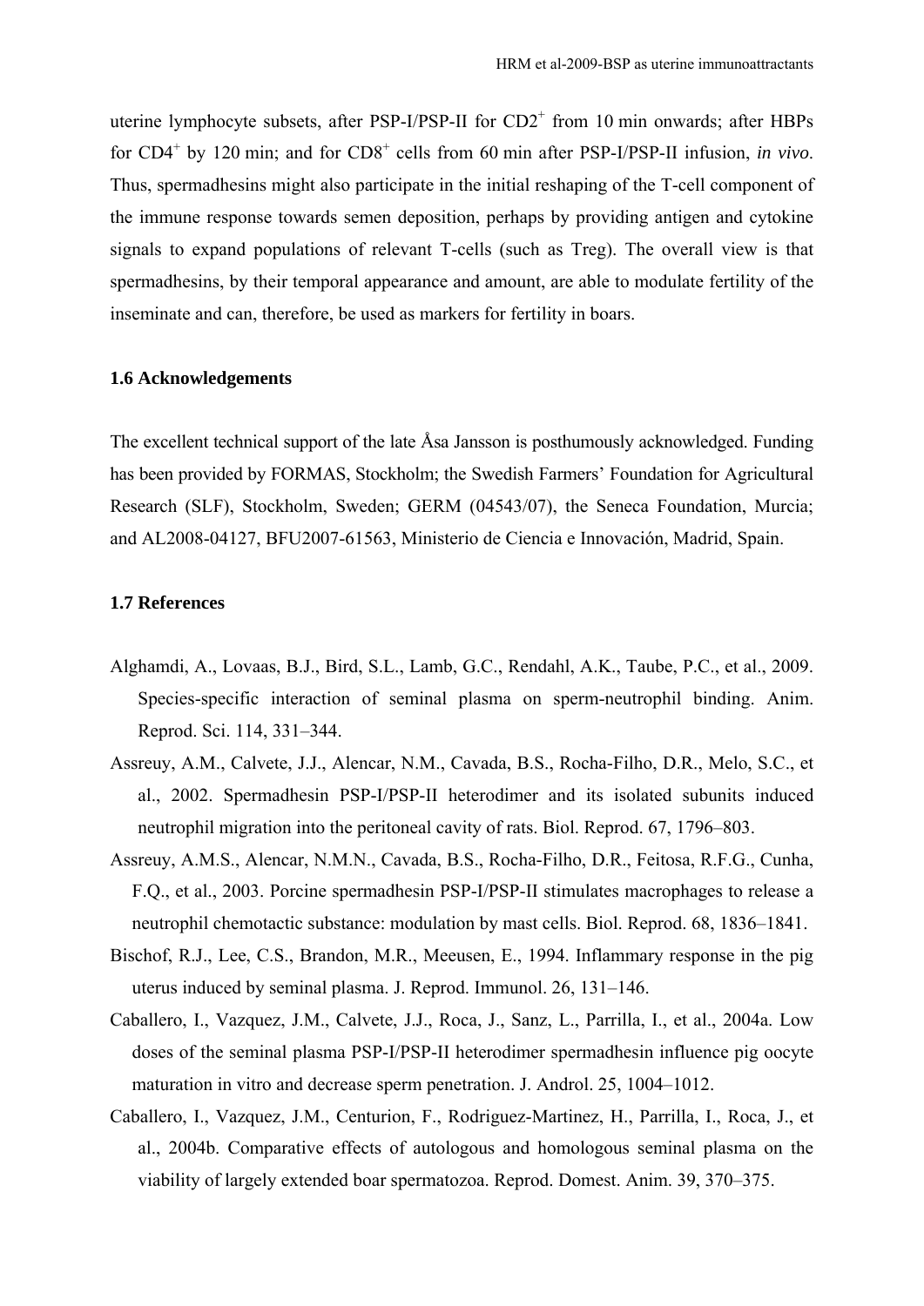uterine lymphocyte subsets, after PSP-I/PSP-II for $CD2^+$ from 10 min onwards; after HBPs for $CD4^+$ by 120 min; and for $CD8^+$ cells from 60 min after PSP-I/PSP-II infusion, *in vivo*. Thus, spermadhesins might also participate in the initial reshaping of the T-cell component of the immune response towards semen deposition, perhaps by providing antigen and cytokine signals to expand populations of relevant T-cells (such as Treg). The overall view is that spermadhesins, by their temporal appearance and amount, are able to modulate fertility of the inseminate and can, therefore, be used as markers for fertility in boars.

### 1.6 Acknowledgements

The excellent technical support of the late Åsa Jansson is posthumously acknowledged. Funding has been provided by FORMAS, Stockholm; the Swedish Farmers' Foundation for Agricultural Research (SLF), Stockholm, Sweden; GERM (04543/07), the Seneca Foundation, Murcia; and AL2008-04127, BFU2007-61563, Ministerio de Ciencia e Innovación, Madrid, Spain.

### 1.7 References

Alghamdi, A., Lovaas, B.J., Bird, S.L., Lamb, G.C., Rendahl, A.K., Taube, P.C., et al., 2009. Species-specific interaction of seminal plasma on sperm-neutrophil binding. Anim. Reprod. Sci. 114, 331–344.

Assreuy, A.M., Calvete, J.J., Alencar, N.M., Cavada, B.S., Rocha-Filho, D.R., Melo, S.C., et al., 2002. Spermadhesin PSP-I/PSP-II heterodimer and its isolated subunits induced neutrophil migration into the peritoneal cavity of rats. Biol. Reprod. 67, 1796–803.

Assreuy, A.M.S., Alencar, N.M.N., Cavada, B.S., Rocha-Filho, D.R., Feitosa, R.F.G., Cunha, F.Q., et al., 2003. Porcine spermadhesin PSP-I/PSP-II stimulates macrophages to release a neutrophil chemotactic substance: modulation by mast cells. Biol. Reprod. 68, 1836–1841.

Bischof, R.J., Lee, C.S., Brandon, M.R., Meeusen, E., 1994. Inflammary response in the pig uterus induced by seminal plasma. J. Reprod. Immunol. 26, 131–146.

Caballero, I., Vazquez, J.M., Calvete, J.J., Roca, J., Sanz, L., Parrilla, I., et al., 2004a. Low doses of the seminal plasma PSP-I/PSP-II heterodimer spermadhesin influence pig oocyte maturation in vitro and decrease sperm penetration. J. Androl. 25, 1004–1012.

Caballero, I., Vazquez, J.M., Centurion, F., Rodriguez-Martinez, H., Parrilla, I., Roca, J., et al., 2004b. Comparative effects of autologous and homologous seminal plasma on the viability of largely extended boar spermatozoa. Reprod. Domest. Anim. 39, 370–375.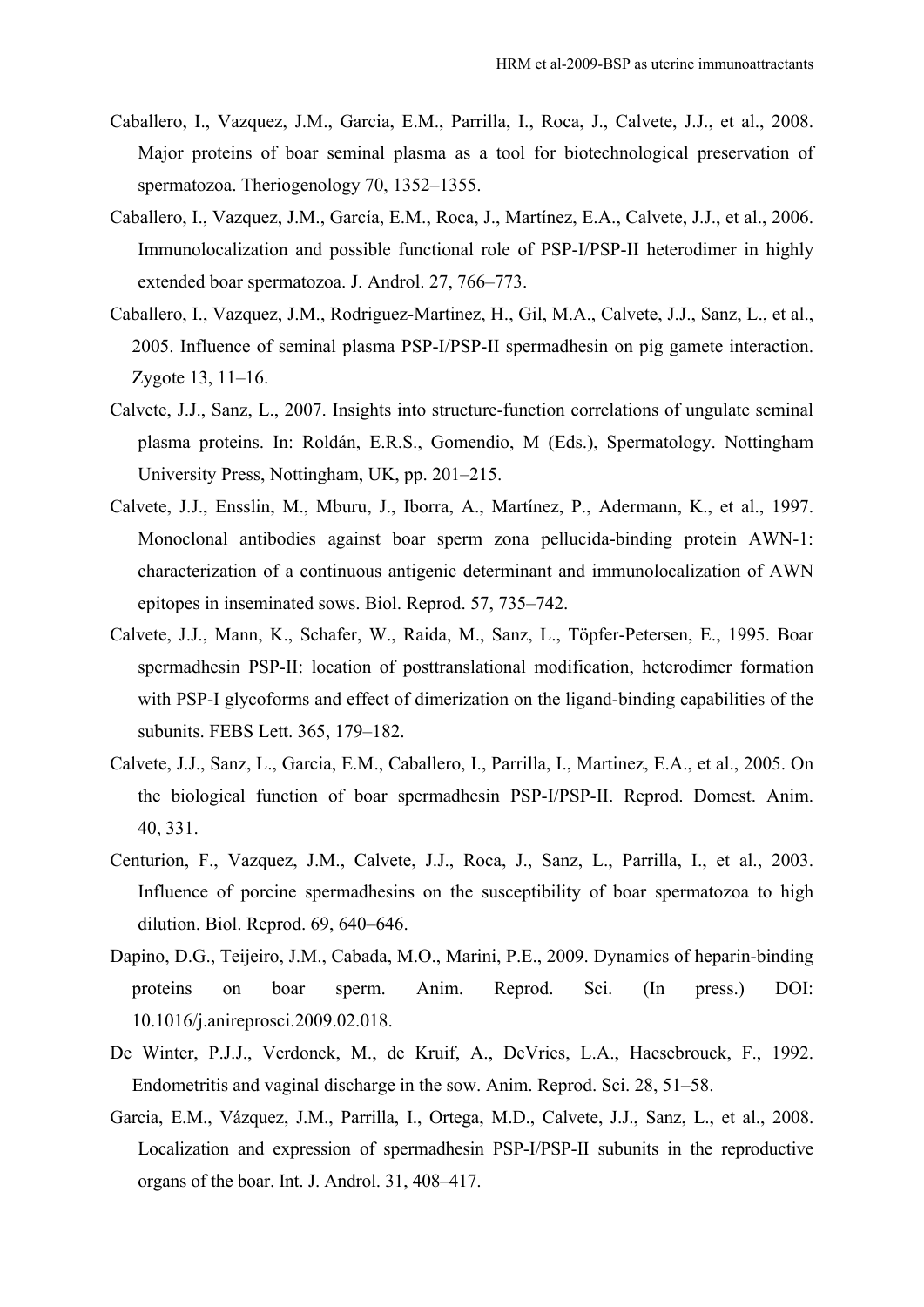Caballero, I., Vazquez, J.M., Garcia, E.M., Parrilla, I., Roca, J., Calvete, J.J., et al., 2008. Major proteins of boar seminal plasma as a tool for biotechnological preservation of spermatozoa. Theriogenology 70, 1352–1355.

Caballero, I., Vazquez, J.M., García, E.M., Roca, J., Martínez, E.A., Calvete, J.J., et al., 2006. Immunolocalization and possible functional role of PSP-I/PSP-II heterodimer in highly extended boar spermatozoa. J. Androl. 27, 766–773.

Caballero, I., Vazquez, J.M., Rodriguez-Martinez, H., Gil, M.A., Calvete, J.J., Sanz, L., et al., 2005. Influence of seminal plasma PSP-I/PSP-II spermadhesin on pig gamete interaction. Zygote 13, 11–16.

Calvete, J.J., Sanz, L., 2007. Insights into structure-function correlations of ungulate seminal plasma proteins. In: Roldán, E.R.S., Gomendio, M (Eds.), Spermatology. Nottingham University Press, Nottingham, UK, pp. 201–215.

Calvete, J.J., Ensslin, M., Mburu, J., Iborra, A., Martínez, P., Adermann, K., et al., 1997. Monoclonal antibodies against boar sperm zona pellucida-binding protein AWN-1: characterization of a continuous antigenic determinant and immunolocalization of AWN epitopes in inseminated sows. Biol. Reprod. 57, 735–742.

Calvete, J.J., Mann, K., Schafer, W., Raida, M., Sanz, L., Töpfer-Petersen, E., 1995. Boar spermadhesin PSP-II: location of posttranslational modification, heterodimer formation with PSP-I glycoforms and effect of dimerization on the ligand-binding capabilities of the subunits. FEBS Lett. 365, 179–182.

Calvete, J.J., Sanz, L., Garcia, E.M., Caballero, I., Parrilla, I., Martinez, E.A., et al., 2005. On the biological function of boar spermadhesin PSP-I/PSP-II. Reprod. Domest. Anim. 40, 331.

Centurion, F., Vazquez, J.M., Calvete, J.J., Roca, J., Sanz, L., Parrilla, I., et al., 2003. Influence of porcine spermadhesins on the susceptibility of boar spermatozoa to high dilution. Biol. Reprod. 69, 640–646.

Dapino, D.G., Teijeiro, J.M., Cabada, M.O., Marini, P.E., 2009. Dynamics of heparin-binding proteins on boar sperm. Anim. Reprod. Sci. (In press.) DOI: 10.1016/j.anireprosci.2009.02.018.

De Winter, P.J.J., Verdonck, M., de Kruif, A., DeVries, L.A., Haesebrouck, F., 1992. Endometritis and vaginal discharge in the sow. Anim. Reprod. Sci. 28, 51–58.

Garcia, E.M., Vázquez, J.M., Parrilla, I., Ortega, M.D., Calvete, J.J., Sanz, L., et al., 2008. Localization and expression of spermadhesin PSP-I/PSP-II subunits in the reproductive organs of the boar. Int. J. Androl. 31, 408–417.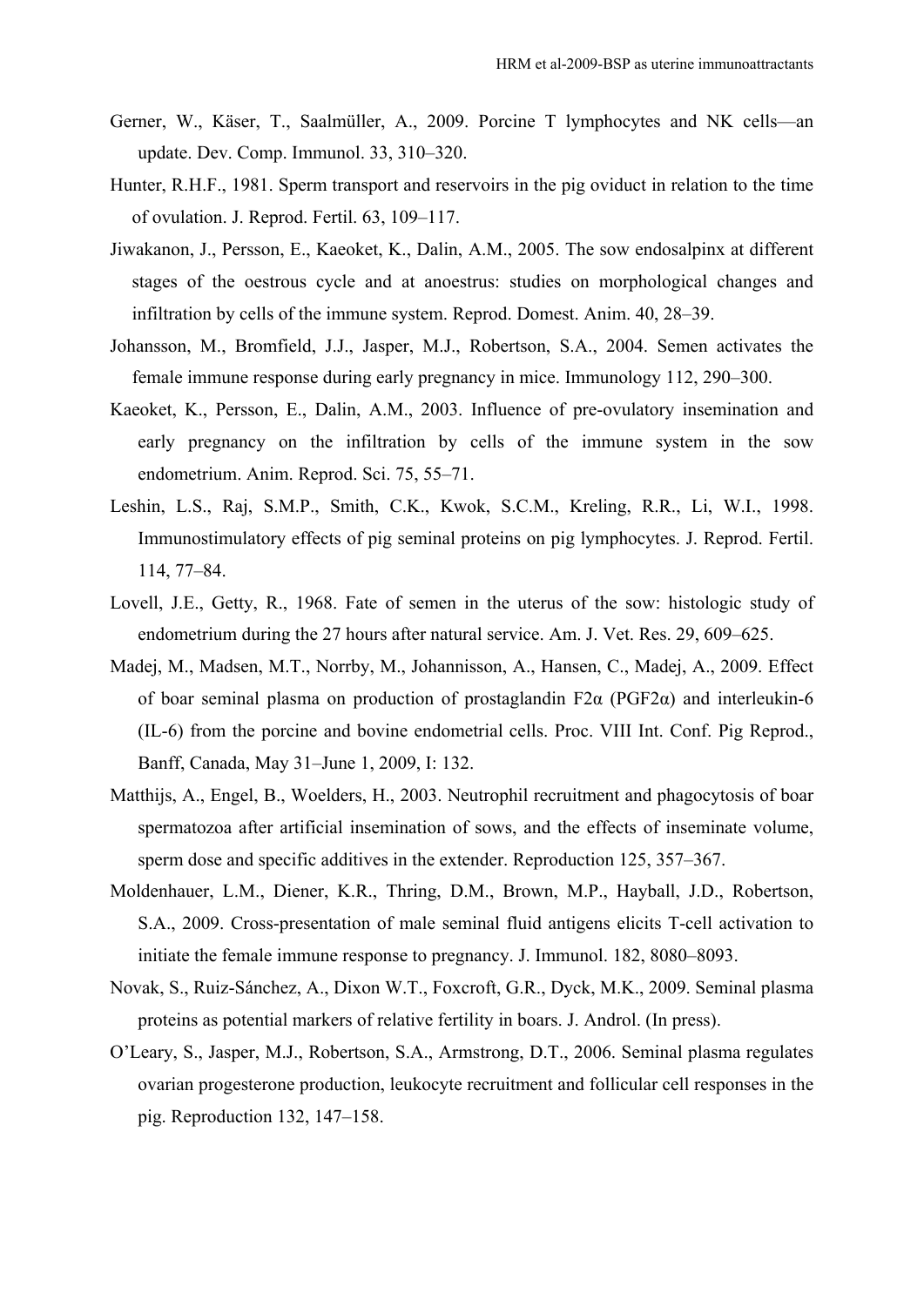Gerner, W., Käser, T., Saalmüller, A., 2009. Porcine T lymphocytes and NK cells—an update. Dev. Comp. Immunol. 33, 310–320.

Hunter, R.H.F., 1981. Sperm transport and reservoirs in the pig oviduct in relation to the time of ovulation. J. Reprod. Fertil. 63, 109–117.

Jiwakanon, J., Persson, E., Kaeoket, K., Dalin, A.M., 2005. The sow endosalpinx at different stages of the oestrous cycle and at anoestrus: studies on morphological changes and infiltration by cells of the immune system. Reprod. Domest. Anim. 40, 28–39.

Johansson, M., Bromfield, J.J., Jasper, M.J., Robertson, S.A., 2004. Semen activates the female immune response during early pregnancy in mice. Immunology 112, 290–300.

Kaeoket, K., Persson, E., Dalin, A.M., 2003. Influence of pre-ovulatory insemination and early pregnancy on the infiltration by cells of the immune system in the sow endometrium. Anim. Reprod. Sci. 75, 55–71.

Leshin, L.S., Raj, S.M.P., Smith, C.K., Kwok, S.C.M., Kreling, R.R., Li, W.I., 1998. Immunostimulatory effects of pig seminal proteins on pig lymphocytes. J. Reprod. Fertil. 114, 77–84.

Lovell, J.E., Getty, R., 1968. Fate of semen in the uterus of the sow: histologic study of endometrium during the 27 hours after natural service. Am. J. Vet. Res. 29, 609–625.

Madej, M., Madsen, M.T., Norrby, M., Johannisson, A., Hansen, C., Madej, A., 2009. Effect of boar seminal plasma on production of prostaglandin F2α (PGF2α) and interleukin-6 (IL-6) from the porcine and bovine endometrial cells. Proc. VIII Int. Conf. Pig Reprod., Banff, Canada, May 31–June 1, 2009, I: 132.

Matthijs, A., Engel, B., Woelders, H., 2003. Neutrophil recruitment and phagocytosis of boar spermatozoa after artificial insemination of sows, and the effects of inseminate volume, sperm dose and specific additives in the extender. Reproduction 125, 357–367.

Moldenhauer, L.M., Diener, K.R., Thring, D.M., Brown, M.P., Hayball, J.D., Robertson, S.A., 2009. Cross-presentation of male seminal fluid antigens elicits T-cell activation to initiate the female immune response to pregnancy. J. Immunol. 182, 8080–8093.

Novak, S., Ruiz-Sánchez, A., Dixon W.T., Foxcroft, G.R., Dyck, M.K., 2009. Seminal plasma proteins as potential markers of relative fertility in boars. J. Androl. (In press).

O'Leary, S., Jasper, M.J., Robertson, S.A., Armstrong, D.T., 2006. Seminal plasma regulates ovarian progesterone production, leukocyte recruitment and follicular cell responses in the pig. Reproduction 132, 147–158.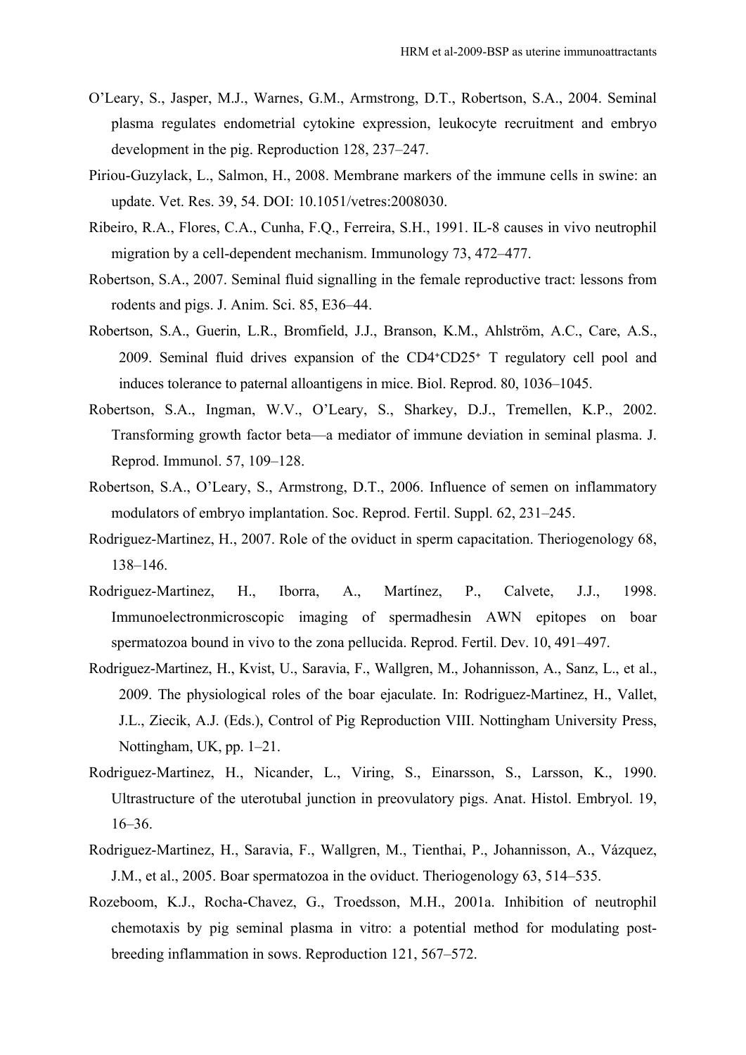O'Leary, S., Jasper, M.J., Warnes, G.M., Armstrong, D.T., Robertson, S.A., 2004. Seminal plasma regulates endometrial cytokine expression, leukocyte recruitment and embryo development in the pig. Reproduction 128, 237–247.

Piriou-Guzylack, L., Salmon, H., 2008. Membrane markers of the immune cells in swine: an update. Vet. Res. 39, 54. DOI: 10.1051/vetres:2008030.

Ribeiro, R.A., Flores, C.A., Cunha, F.Q., Ferreira, S.H., 1991. IL-8 causes in vivo neutrophil migration by a cell-dependent mechanism. Immunology 73, 472–477.

Robertson, S.A., 2007. Seminal fluid signalling in the female reproductive tract: lessons from rodents and pigs. J. Anim. Sci. 85, E36–44.

Robertson, S.A., Guerin, L.R., Bromfield, J.J., Branson, K.M., Ahlström, A.C., Care, A.S., 2009. Seminal fluid drives expansion of the $CD4^{+}CD25^{+}$ T regulatory cell pool and induces tolerance to paternal alloantigens in mice. Biol. Reprod. 80, 1036–1045.

Robertson, S.A., Ingman, W.V., O'Leary, S., Sharkey, D.J., Tremellen, K.P., 2002. Transforming growth factor beta—a mediator of immune deviation in seminal plasma. J. Reprod. Immunol. 57, 109–128.

Robertson, S.A., O'Leary, S., Armstrong, D.T., 2006. Influence of semen on inflammatory modulators of embryo implantation. Soc. Reprod. Fertil. Suppl. 62, 231–245.

Rodriguez-Martinez, H., 2007. Role of the oviduct in sperm capacitation. Theriogenology 68, 138–146.

Rodriguez-Martinez, H., Iborra, A., Martínez, P., Calvete, J.J., 1998. Immunoelectronmicroscopic imaging of spermadhesin AWN epitopes on boar spermatozoa bound in vivo to the zona pellucida. Reprod. Fertil. Dev. 10, 491–497.

Rodriguez-Martinez, H., Kvist, U., Saravia, F., Wallgren, M., Johannisson, A., Sanz, L., et al., 2009. The physiological roles of the boar ejaculate. In: Rodriguez-Martinez, H., Vallet, J.L., Ziecik, A.J. (Eds.), Control of Pig Reproduction VIII. Nottingham University Press, Nottingham, UK, pp. 1–21.

Rodriguez-Martinez, H., Nicander, L., Viring, S., Einarsson, S., Larsson, K., 1990. Ultrastructure of the uterotubal junction in preovulatory pigs. Anat. Histol. Embryol. 19, 16–36.

Rodriguez-Martinez, H., Saravia, F., Wallgren, M., Tienthai, P., Johannisson, A., Vázquez, J.M., et al., 2005. Boar spermatozoa in the oviduct. Theriogenology 63, 514–535.

Rozeboom, K.J., Rocha-Chavez, G., Troedsson, M.H., 2001a. Inhibition of neutrophil chemotaxis by pig seminal plasma in vitro: a potential method for modulating post-breeding inflammation in sows. Reproduction 121, 567–572.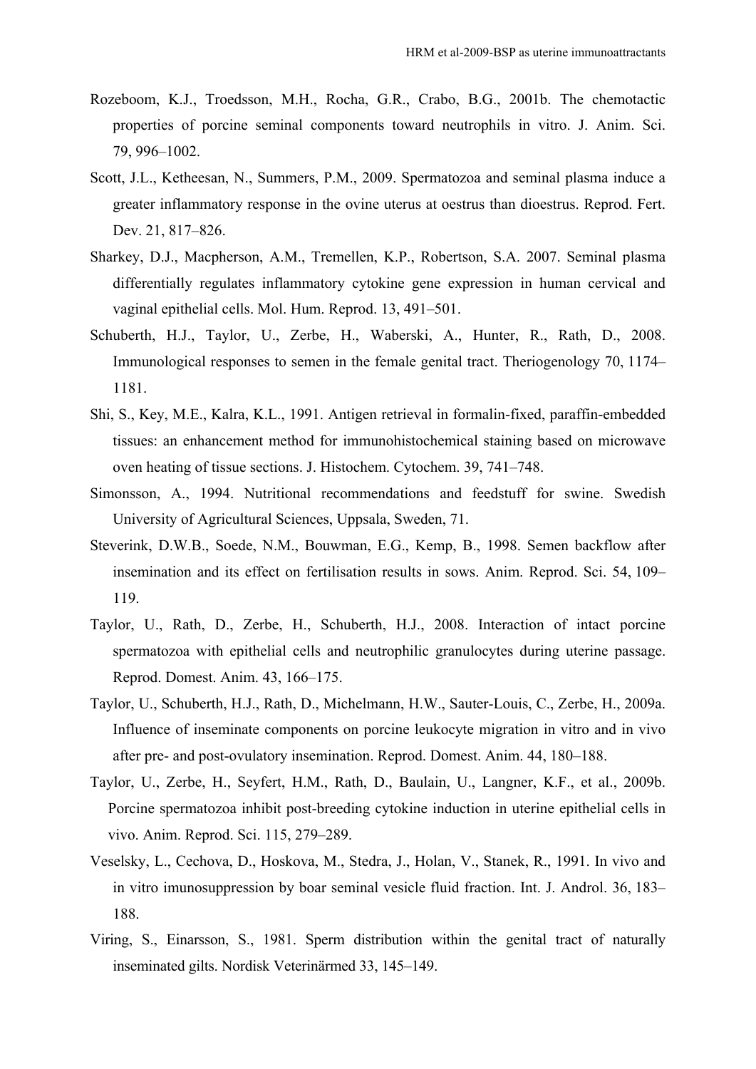Rozeboom, K.J., Troedsson, M.H., Rocha, G.R., Crabo, B.G., 2001b. The chemotactic properties of porcine seminal components toward neutrophils in vitro. J. Anim. Sci. 79, 996–1002.

Scott, J.L., Ketheesan, N., Summers, P.M., 2009. Spermatozoa and seminal plasma induce a greater inflammatory response in the ovine uterus at oestrus than dioestrus. Reprod. Fert. Dev. 21, 817–826.

Sharkey, D.J., Macpherson, A.M., Tremellen, K.P., Robertson, S.A. 2007. Seminal plasma differentially regulates inflammatory cytokine gene expression in human cervical and vaginal epithelial cells. Mol. Hum. Reprod. 13, 491–501.

Schuberth, H.J., Taylor, U., Zerbe, H., Waberski, A., Hunter, R., Rath, D., 2008. Immunological responses to semen in the female genital tract. Theriogenology 70, 1174–1181.

Shi, S., Key, M.E., Kalra, K.L., 1991. Antigen retrieval in formalin-fixed, paraffin-embedded tissues: an enhancement method for immunohistochemical staining based on microwave oven heating of tissue sections. J. Histochem. Cytochem. 39, 741–748.

Simonsson, A., 1994. Nutritional recommendations and feedstuff for swine. Swedish University of Agricultural Sciences, Uppsala, Sweden, 71.

Steverink, D.W.B., Soede, N.M., Bouwman, E.G., Kemp, B., 1998. Semen backflow after insemination and its effect on fertilisation results in sows. Anim. Reprod. Sci. 54, 109–119.

Taylor, U., Rath, D., Zerbe, H., Schuberth, H.J., 2008. Interaction of intact porcine spermatozoa with epithelial cells and neutrophilic granulocytes during uterine passage. Reprod. Domest. Anim. 43, 166–175.

Taylor, U., Schuberth, H.J., Rath, D., Michelmann, H.W., Sauter-Louis, C., Zerbe, H., 2009a. Influence of inseminate components on porcine leukocyte migration in vitro and in vivo after pre- and post-ovulatory insemination. Reprod. Domest. Anim. 44, 180–188.

Taylor, U., Zerbe, H., Seyfert, H.M., Rath, D., Baulain, U., Langner, K.F., et al., 2009b. Porcine spermatozoa inhibit post-breeding cytokine induction in uterine epithelial cells in vivo. Anim. Reprod. Sci. 115, 279–289.

Veselsky, L., Cechova, D., Hoskova, M., Stedra, J., Holan, V., Stanek, R., 1991. In vivo and in vitro imunosuppression by boar seminal vesicle fluid fraction. Int. J. Androl. 36, 183–188.

Viring, S., Einarsson, S., 1981. Sperm distribution within the genital tract of naturally inseminated gilts. Nordisk Veterinärmed 33, 145–149.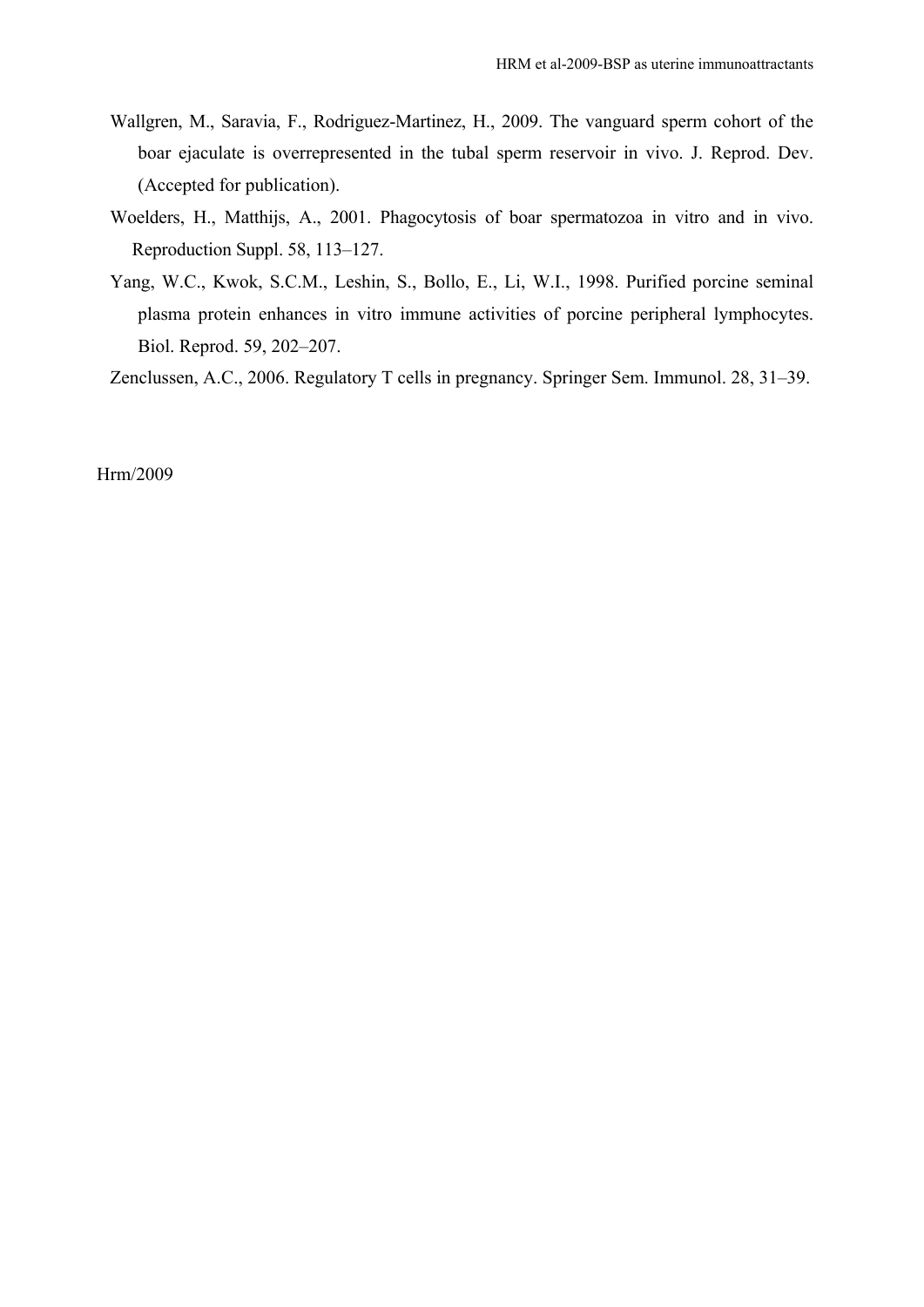Wallgren, M., Saravia, F., Rodriguez-Martinez, H., 2009. The vanguard sperm cohort of the boar ejaculate is overrepresented in the tubal sperm reservoir in vivo. J. Reprod. Dev. (Accepted for publication).

Woelders, H., Matthijs, A., 2001. Phagocytosis of boar spermatozoa in vitro and in vivo. Reproduction Suppl. 58, 113–127.

Yang, W.C., Kwok, S.C.M., Leshin, S., Bollo, E., Li, W.I., 1998. Purified porcine seminal plasma protein enhances in vitro immune activities of porcine peripheral lymphocytes. Biol. Reprod. 59, 202–207.

Zenclussen, A.C., 2006. Regulatory T cells in pregnancy. Springer Sem. Immunol. 28, 31–39.

Hrm/2009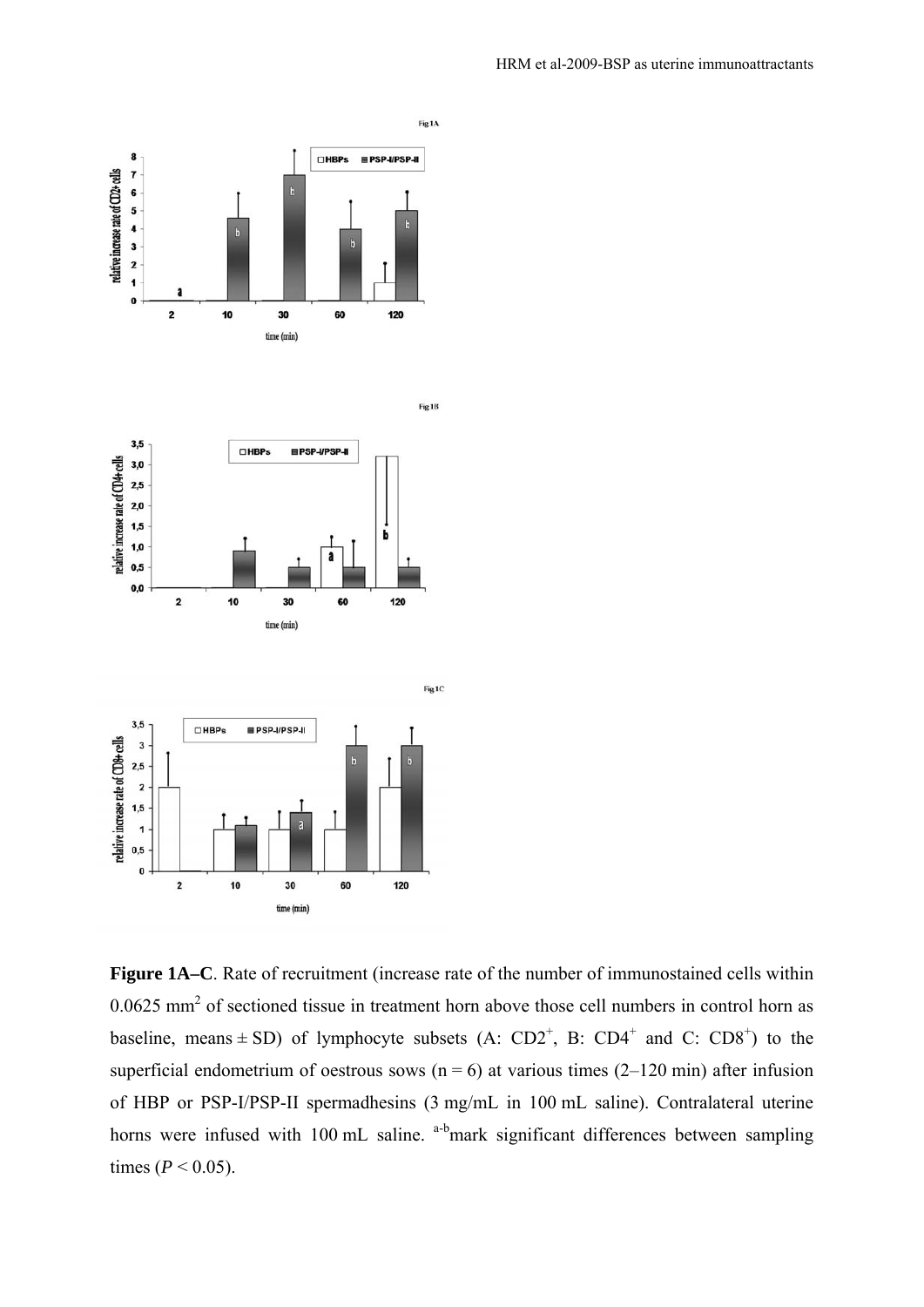**Figure 1A–C**. Rate of recruitment (increase rate of the number of immunostained cells within 0.0625 $mm^2$ of sectioned tissue in treatment horn above those cell numbers in control horn as baseline, means ± SD) of lymphocyte subsets (A: $CD2^+$, B: $CD4^+$ and C: $CD8^+$) to the superficial endometrium of oestrous sows (n = 6) at various times (2–120 min) after infusion of HBP or PSP-I/PSP-II spermadhesins (3 mg/mL in 100 mL saline). Contralateral uterine horns were infused with 100 mL saline. [a-b]mark significant differences between sampling times (*P* < 0.05).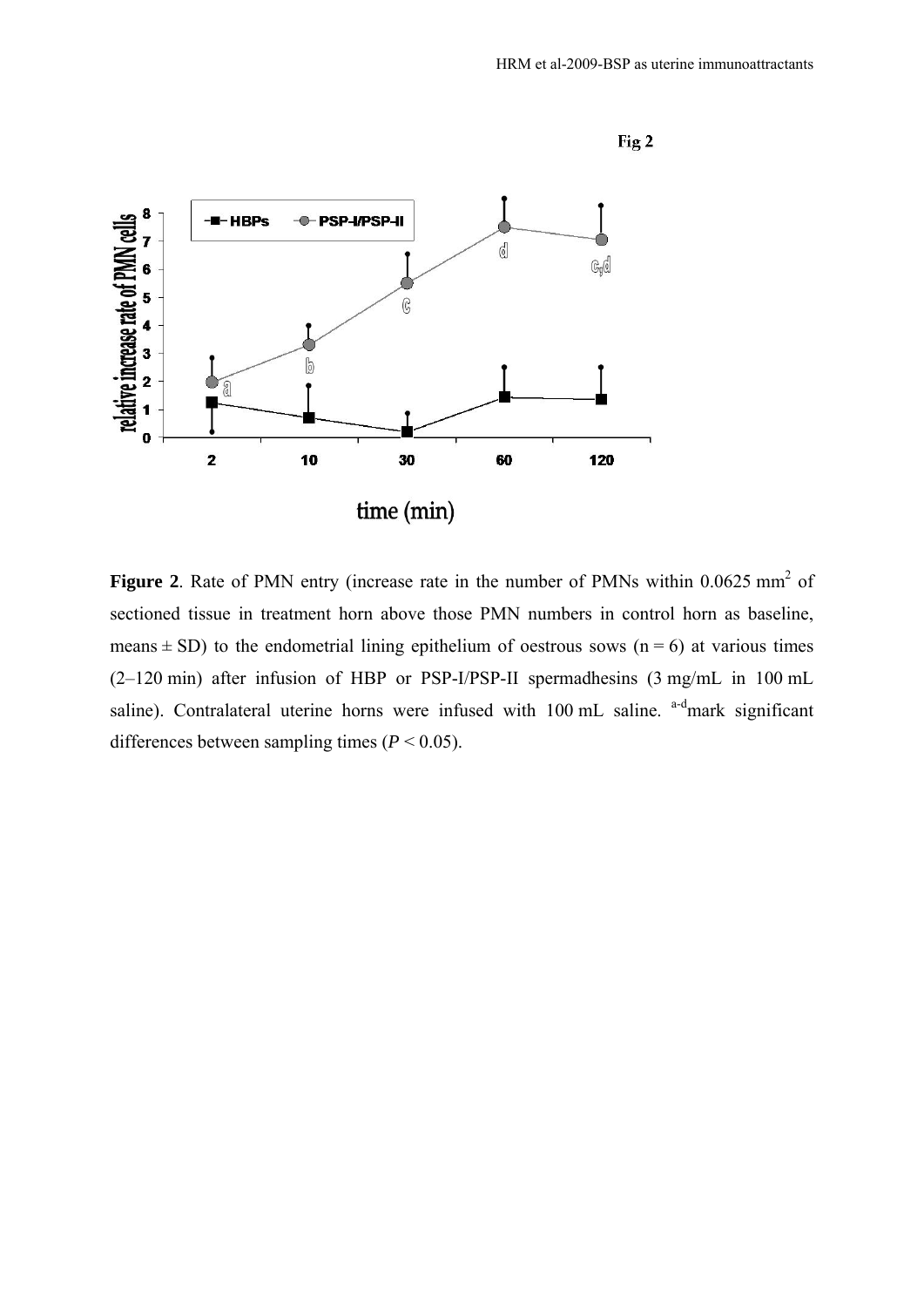Fig 2

**Figure 2**. Rate of PMN entry (increase rate in the number of PMNs within 0.0625 mm$^2$ of sectioned tissue in treatment horn above those PMN numbers in control horn as baseline, means ± SD) to the endometrial lining epithelium of oestrous sows (n = 6) at various times (2–120 min) after infusion of HBP or PSP-I/PSP-II spermadhesins (3 mg/mL in 100 mL saline). Contralateral uterine horns were infused with 100 mL saline. [a-d]mark significant differences between sampling times ($P < 0.05$).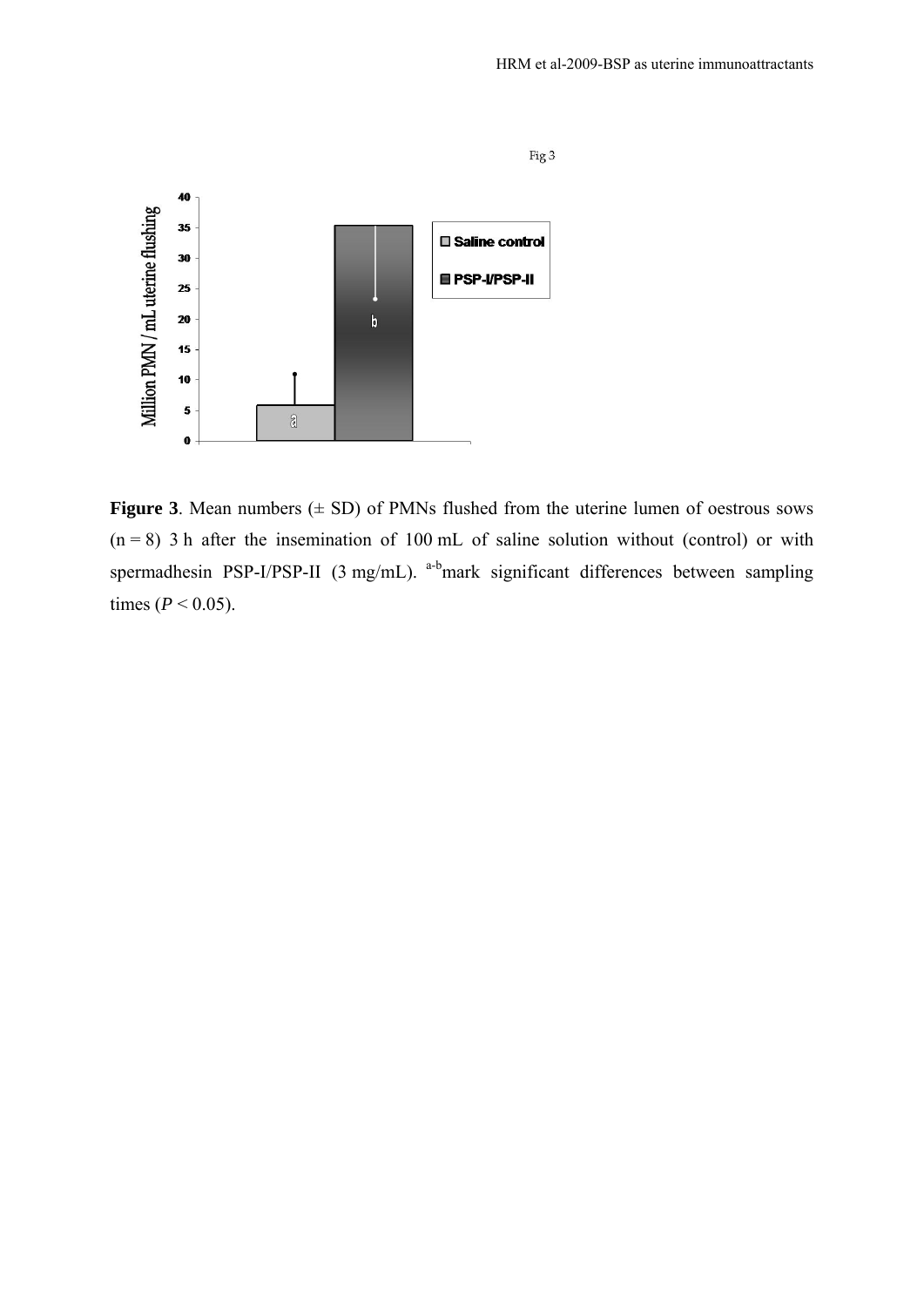Fig 3

**Figure 3**. Mean numbers (± SD) of PMNs flushed from the uterine lumen of oestrous sows (n = 8) 3 h after the insemination of 100 mL of saline solution without (control) or with spermadhesin PSP-I/PSP-II (3 mg/mL). [a-b]mark significant differences between sampling times ($P < 0.05$).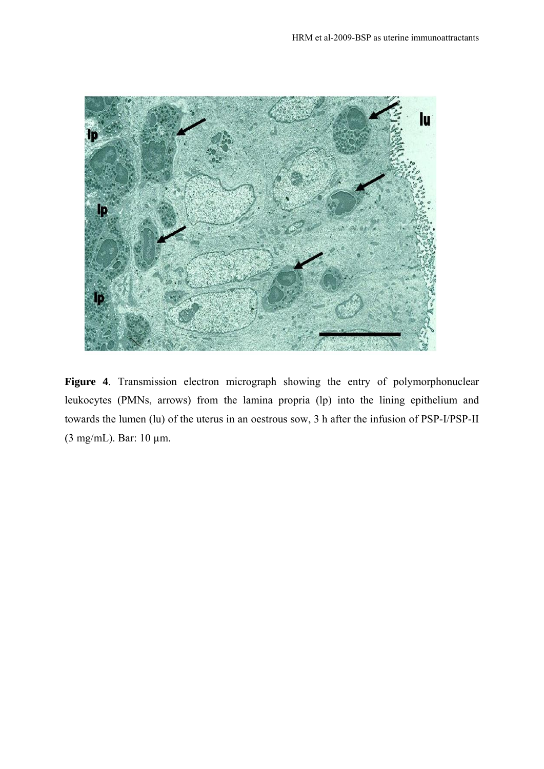**Figure 4**. Transmission electron micrograph showing the entry of polymorphonuclear leukocytes (PMNs, arrows) from the lamina propria (lp) into the lining epithelium and towards the lumen (lu) of the uterus in an oestrous sow, 3 h after the infusion of PSP-I/PSP-II (3 mg/mL). Bar: 10 μm.